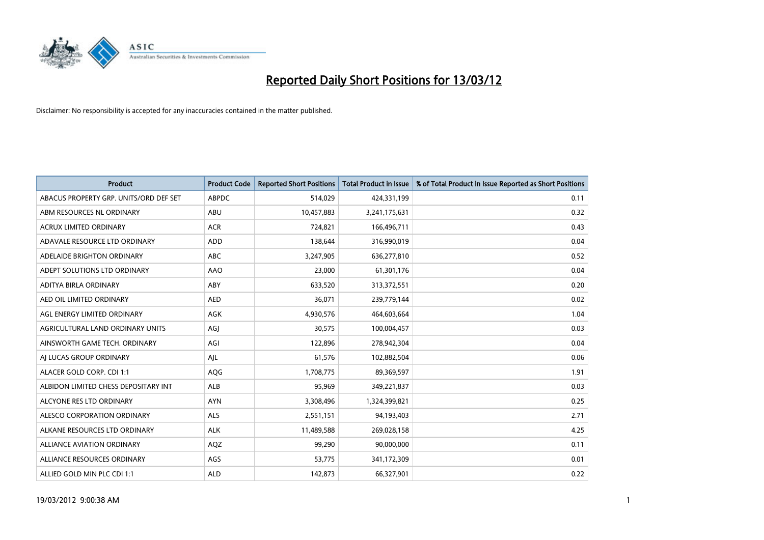# Reported Daily Short Positions for 13/03/12

Disclaimer: No responsibility is accepted for any inaccuracies contained in the matter published.

| Product | Product Code | Reported Short Positions | Total Product in Issue | % of Total Product in Issue Reported as Short Positions |
|---|---|---|---|---|
| ABACUS PROPERTY GRP. UNITS/ORD DEF SET | ABPDC | 514,029 | 424,331,199 | 0.11 |
| ABM RESOURCES NL ORDINARY | ABU | 10,457,883 | 3,241,175,631 | 0.32 |
| ACRUX LIMITED ORDINARY | ACR | 724,821 | 166,496,711 | 0.43 |
| ADAVALE RESOURCE LTD ORDINARY | ADD | 138,644 | 316,990,019 | 0.04 |
| ADELAIDE BRIGHTON ORDINARY | ABC | 3,247,905 | 636,277,810 | 0.52 |
| ADEPT SOLUTIONS LTD ORDINARY | AAO | 23,000 | 61,301,176 | 0.04 |
| ADITYA BIRLA ORDINARY | ABY | 633,520 | 313,372,551 | 0.20 |
| AED OIL LIMITED ORDINARY | AED | 36,071 | 239,779,144 | 0.02 |
| AGL ENERGY LIMITED ORDINARY | AGK | 4,930,576 | 464,603,664 | 1.04 |
| AGRICULTURAL LAND ORDINARY UNITS | AGJ | 30,575 | 100,004,457 | 0.03 |
| AINSWORTH GAME TECH. ORDINARY | AGI | 122,896 | 278,942,304 | 0.04 |
| AJ LUCAS GROUP ORDINARY | AJL | 61,576 | 102,882,504 | 0.06 |
| ALACER GOLD CORP. CDI 1:1 | AQG | 1,708,775 | 89,369,597 | 1.91 |
| ALBIDON LIMITED CHESS DEPOSITARY INT | ALB | 95,969 | 349,221,837 | 0.03 |
| ALCYONE RES LTD ORDINARY | AYN | 3,308,496 | 1,324,399,821 | 0.25 |
| ALESCO CORPORATION ORDINARY | ALS | 2,551,151 | 94,193,403 | 2.71 |
| ALKANE RESOURCES LTD ORDINARY | ALK | 11,489,588 | 269,028,158 | 4.25 |
| ALLIANCE AVIATION ORDINARY | AQZ | 99,290 | 90,000,000 | 0.11 |
| ALLIANCE RESOURCES ORDINARY | AGS | 53,775 | 341,172,309 | 0.01 |
| ALLIED GOLD MIN PLC CDI 1:1 | ALD | 142,873 | 66,327,901 | 0.22 |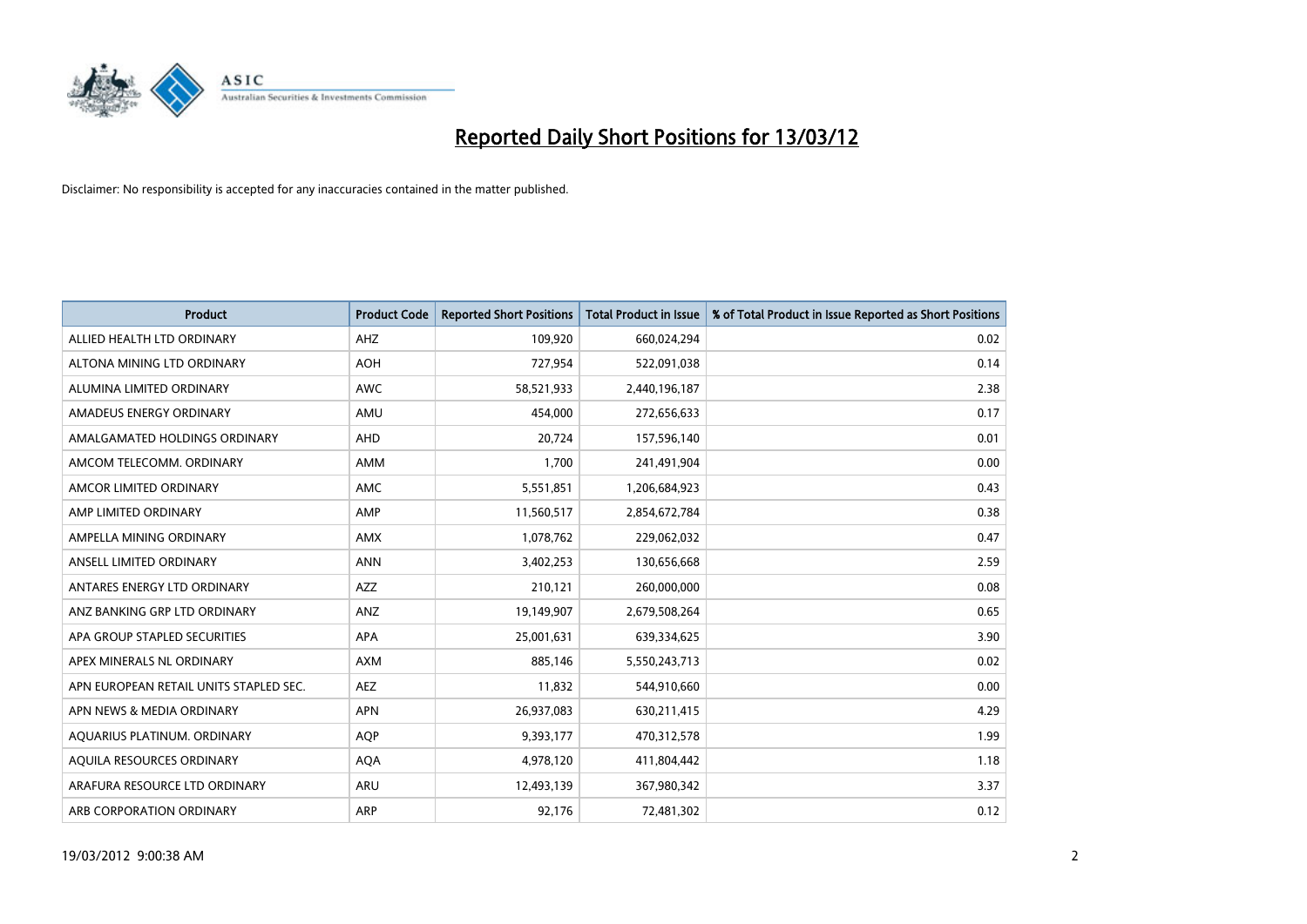# Reported Daily Short Positions for 13/03/12

Disclaimer: No responsibility is accepted for any inaccuracies contained in the matter published.

| Product | Product Code | Reported Short Positions | Total Product in Issue | % of Total Product in Issue Reported as Short Positions |
|---|---|---|---|---|
| ALLIED HEALTH LTD ORDINARY | AHZ | 109,920 | 660,024,294 | 0.02 |
| ALTONA MINING LTD ORDINARY | AOH | 727,954 | 522,091,038 | 0.14 |
| ALUMINA LIMITED ORDINARY | AWC | 58,521,933 | 2,440,196,187 | 2.38 |
| AMADEUS ENERGY ORDINARY | AMU | 454,000 | 272,656,633 | 0.17 |
| AMALGAMATED HOLDINGS ORDINARY | AHD | 20,724 | 157,596,140 | 0.01 |
| AMCOM TELECOMM. ORDINARY | AMM | 1,700 | 241,491,904 | 0.00 |
| AMCOR LIMITED ORDINARY | AMC | 5,551,851 | 1,206,684,923 | 0.43 |
| AMP LIMITED ORDINARY | AMP | 11,560,517 | 2,854,672,784 | 0.38 |
| AMPELLA MINING ORDINARY | AMX | 1,078,762 | 229,062,032 | 0.47 |
| ANSELL LIMITED ORDINARY | ANN | 3,402,253 | 130,656,668 | 2.59 |
| ANTARES ENERGY LTD ORDINARY | AZZ | 210,121 | 260,000,000 | 0.08 |
| ANZ BANKING GRP LTD ORDINARY | ANZ | 19,149,907 | 2,679,508,264 | 0.65 |
| APA GROUP STAPLED SECURITIES | APA | 25,001,631 | 639,334,625 | 3.90 |
| APEX MINERALS NL ORDINARY | AXM | 885,146 | 5,550,243,713 | 0.02 |
| APN EUROPEAN RETAIL UNITS STAPLED SEC. | AEZ | 11,832 | 544,910,660 | 0.00 |
| APN NEWS & MEDIA ORDINARY | APN | 26,937,083 | 630,211,415 | 4.29 |
| AQUARIUS PLATINUM. ORDINARY | AQP | 9,393,177 | 470,312,578 | 1.99 |
| AQUILA RESOURCES ORDINARY | AQA | 4,978,120 | 411,804,442 | 1.18 |
| ARAFURA RESOURCE LTD ORDINARY | ARU | 12,493,139 | 367,980,342 | 3.37 |
| ARB CORPORATION ORDINARY | ARP | 92,176 | 72,481,302 | 0.12 |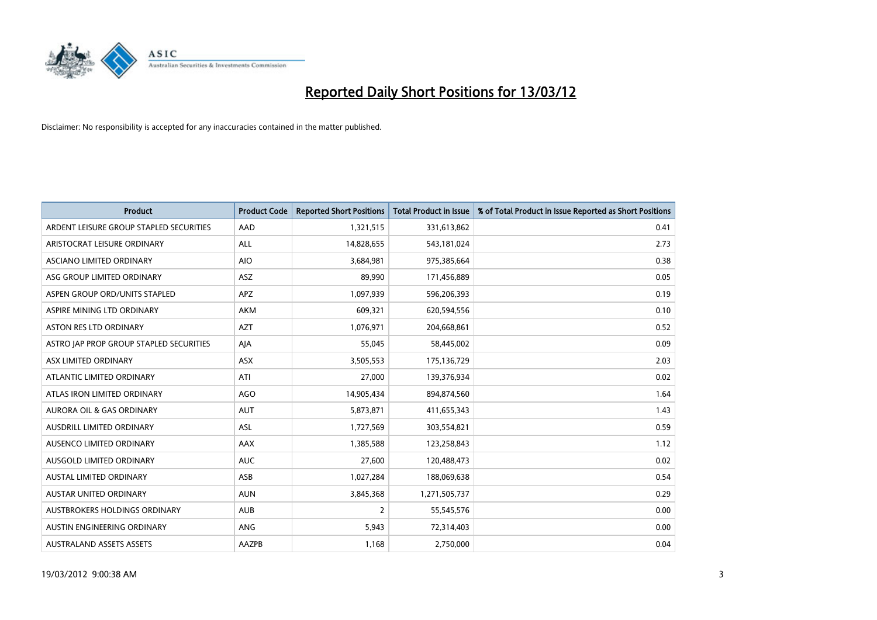# Reported Daily Short Positions for 13/03/12

Disclaimer: No responsibility is accepted for any inaccuracies contained in the matter published.

| Product | Product Code | Reported Short Positions | Total Product in Issue | % of Total Product in Issue Reported as Short Positions |
|---|---|---|---|---|
| ARDENT LEISURE GROUP STAPLED SECURITIES | AAD | 1,321,515 | 331,613,862 | 0.41 |
| ARISTOCRAT LEISURE ORDINARY | ALL | 14,828,655 | 543,181,024 | 2.73 |
| ASCIANO LIMITED ORDINARY | AIO | 3,684,981 | 975,385,664 | 0.38 |
| ASG GROUP LIMITED ORDINARY | ASZ | 89,990 | 171,456,889 | 0.05 |
| ASPEN GROUP ORD/UNITS STAPLED | APZ | 1,097,939 | 596,206,393 | 0.19 |
| ASPIRE MINING LTD ORDINARY | AKM | 609,321 | 620,594,556 | 0.10 |
| ASTON RES LTD ORDINARY | AZT | 1,076,971 | 204,668,861 | 0.52 |
| ASTRO JAP PROP GROUP STAPLED SECURITIES | AJA | 55,045 | 58,445,002 | 0.09 |
| ASX LIMITED ORDINARY | ASX | 3,505,553 | 175,136,729 | 2.03 |
| ATLANTIC LIMITED ORDINARY | ATI | 27,000 | 139,376,934 | 0.02 |
| ATLAS IRON LIMITED ORDINARY | AGO | 14,905,434 | 894,874,560 | 1.64 |
| AURORA OIL & GAS ORDINARY | AUT | 5,873,871 | 411,655,343 | 1.43 |
| AUSDRILL LIMITED ORDINARY | ASL | 1,727,569 | 303,554,821 | 0.59 |
| AUSENCO LIMITED ORDINARY | AAX | 1,385,588 | 123,258,843 | 1.12 |
| AUSGOLD LIMITED ORDINARY | AUC | 27,600 | 120,488,473 | 0.02 |
| AUSTAL LIMITED ORDINARY | ASB | 1,027,284 | 188,069,638 | 0.54 |
| AUSTAR UNITED ORDINARY | AUN | 3,845,368 | 1,271,505,737 | 0.29 |
| AUSTBROKERS HOLDINGS ORDINARY | AUB | 2 | 55,545,576 | 0.00 |
| AUSTIN ENGINEERING ORDINARY | ANG | 5,943 | 72,314,403 | 0.00 |
| AUSTRALAND ASSETS ASSETS | AAZPB | 1,168 | 2,750,000 | 0.04 |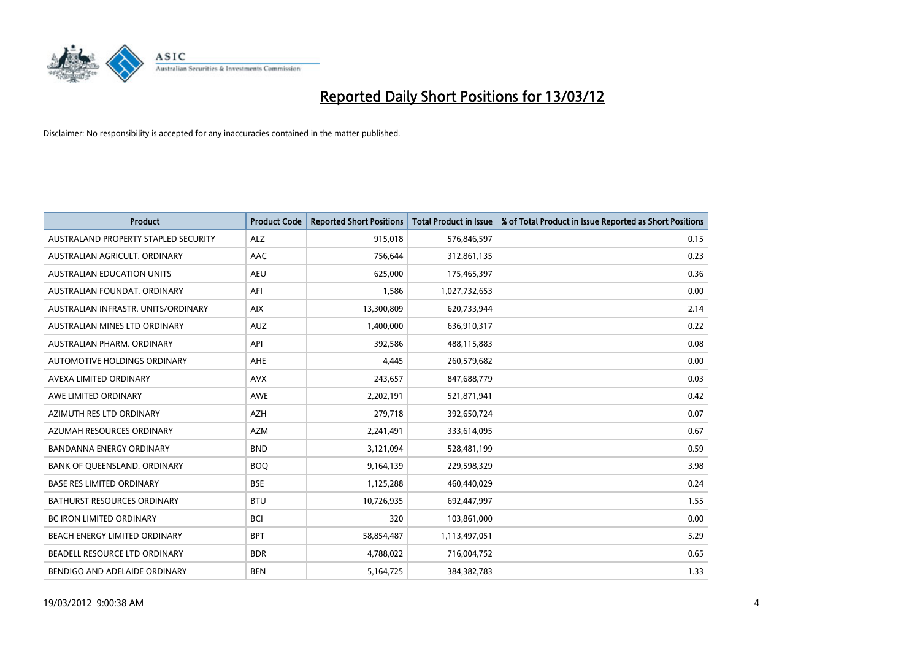# Reported Daily Short Positions for 13/03/12

Disclaimer: No responsibility is accepted for any inaccuracies contained in the matter published.

| Product | Product Code | Reported Short Positions | Total Product in Issue | % of Total Product in Issue Reported as Short Positions |
|---|---|---|---|---|
| AUSTRALAND PROPERTY STAPLED SECURITY | ALZ | 915,018 | 576,846,597 | 0.15 |
| AUSTRALIAN AGRICULT. ORDINARY | AAC | 756,644 | 312,861,135 | 0.23 |
| AUSTRALIAN EDUCATION UNITS | AEU | 625,000 | 175,465,397 | 0.36 |
| AUSTRALIAN FOUNDAT. ORDINARY | AFI | 1,586 | 1,027,732,653 | 0.00 |
| AUSTRALIAN INFRASTR. UNITS/ORDINARY | AIX | 13,300,809 | 620,733,944 | 2.14 |
| AUSTRALIAN MINES LTD ORDINARY | AUZ | 1,400,000 | 636,910,317 | 0.22 |
| AUSTRALIAN PHARM. ORDINARY | API | 392,586 | 488,115,883 | 0.08 |
| AUTOMOTIVE HOLDINGS ORDINARY | AHE | 4,445 | 260,579,682 | 0.00 |
| AVEXA LIMITED ORDINARY | AVX | 243,657 | 847,688,779 | 0.03 |
| AWE LIMITED ORDINARY | AWE | 2,202,191 | 521,871,941 | 0.42 |
| AZIMUTH RES LTD ORDINARY | AZH | 279,718 | 392,650,724 | 0.07 |
| AZUMAH RESOURCES ORDINARY | AZM | 2,241,491 | 333,614,095 | 0.67 |
| BANDANNA ENERGY ORDINARY | BND | 3,121,094 | 528,481,199 | 0.59 |
| BANK OF QUEENSLAND. ORDINARY | BOQ | 9,164,139 | 229,598,329 | 3.98 |
| BASE RES LIMITED ORDINARY | BSE | 1,125,288 | 460,440,029 | 0.24 |
| BATHURST RESOURCES ORDINARY | BTU | 10,726,935 | 692,447,997 | 1.55 |
| BC IRON LIMITED ORDINARY | BCI | 320 | 103,861,000 | 0.00 |
| BEACH ENERGY LIMITED ORDINARY | BPT | 58,854,487 | 1,113,497,051 | 5.29 |
| BEADELL RESOURCE LTD ORDINARY | BDR | 4,788,022 | 716,004,752 | 0.65 |
| BENDIGO AND ADELAIDE ORDINARY | BEN | 5,164,725 | 384,382,783 | 1.33 |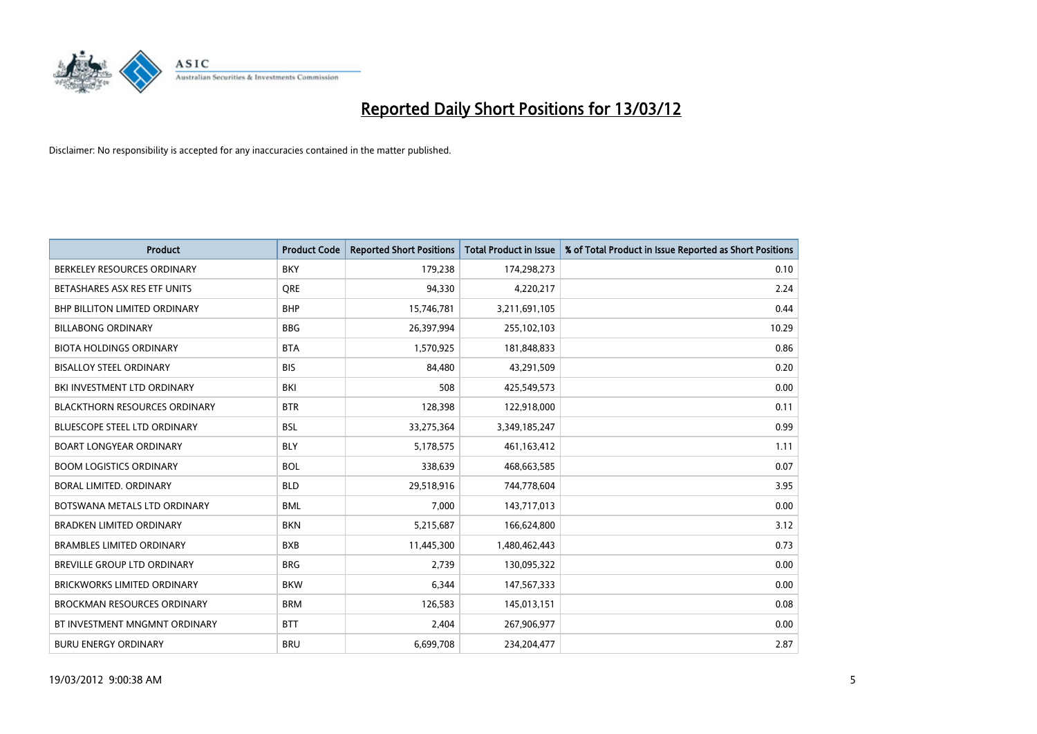# Reported Daily Short Positions for 13/03/12

Disclaimer: No responsibility is accepted for any inaccuracies contained in the matter published.

| Product | Product Code | Reported Short Positions | Total Product in Issue | % of Total Product in Issue Reported as Short Positions |
|---|---|---|---|---|
| BERKELEY RESOURCES ORDINARY | BKY | 179,238 | 174,298,273 | 0.10 |
| BETASHARES ASX RES ETF UNITS | QRE | 94,330 | 4,220,217 | 2.24 |
| BHP BILLITON LIMITED ORDINARY | BHP | 15,746,781 | 3,211,691,105 | 0.44 |
| BILLABONG ORDINARY | BBG | 26,397,994 | 255,102,103 | 10.29 |
| BIOTA HOLDINGS ORDINARY | BTA | 1,570,925 | 181,848,833 | 0.86 |
| BISALLOY STEEL ORDINARY | BIS | 84,480 | 43,291,509 | 0.20 |
| BKI INVESTMENT LTD ORDINARY | BKI | 508 | 425,549,573 | 0.00 |
| BLACKTHORN RESOURCES ORDINARY | BTR | 128,398 | 122,918,000 | 0.11 |
| BLUESCOPE STEEL LTD ORDINARY | BSL | 33,275,364 | 3,349,185,247 | 0.99 |
| BOART LONGYEAR ORDINARY | BLY | 5,178,575 | 461,163,412 | 1.11 |
| BOOM LOGISTICS ORDINARY | BOL | 338,639 | 468,663,585 | 0.07 |
| BORAL LIMITED. ORDINARY | BLD | 29,518,916 | 744,778,604 | 3.95 |
| BOTSWANA METALS LTD ORDINARY | BML | 7,000 | 143,717,013 | 0.00 |
| BRADKEN LIMITED ORDINARY | BKN | 5,215,687 | 166,624,800 | 3.12 |
| BRAMBLES LIMITED ORDINARY | BXB | 11,445,300 | 1,480,462,443 | 0.73 |
| BREVILLE GROUP LTD ORDINARY | BRG | 2,739 | 130,095,322 | 0.00 |
| BRICKWORKS LIMITED ORDINARY | BKW | 6,344 | 147,567,333 | 0.00 |
| BROCKMAN RESOURCES ORDINARY | BRM | 126,583 | 145,013,151 | 0.08 |
| BT INVESTMENT MNGMNT ORDINARY | BTT | 2,404 | 267,906,977 | 0.00 |
| BURU ENERGY ORDINARY | BRU | 6,699,708 | 234,204,477 | 2.87 |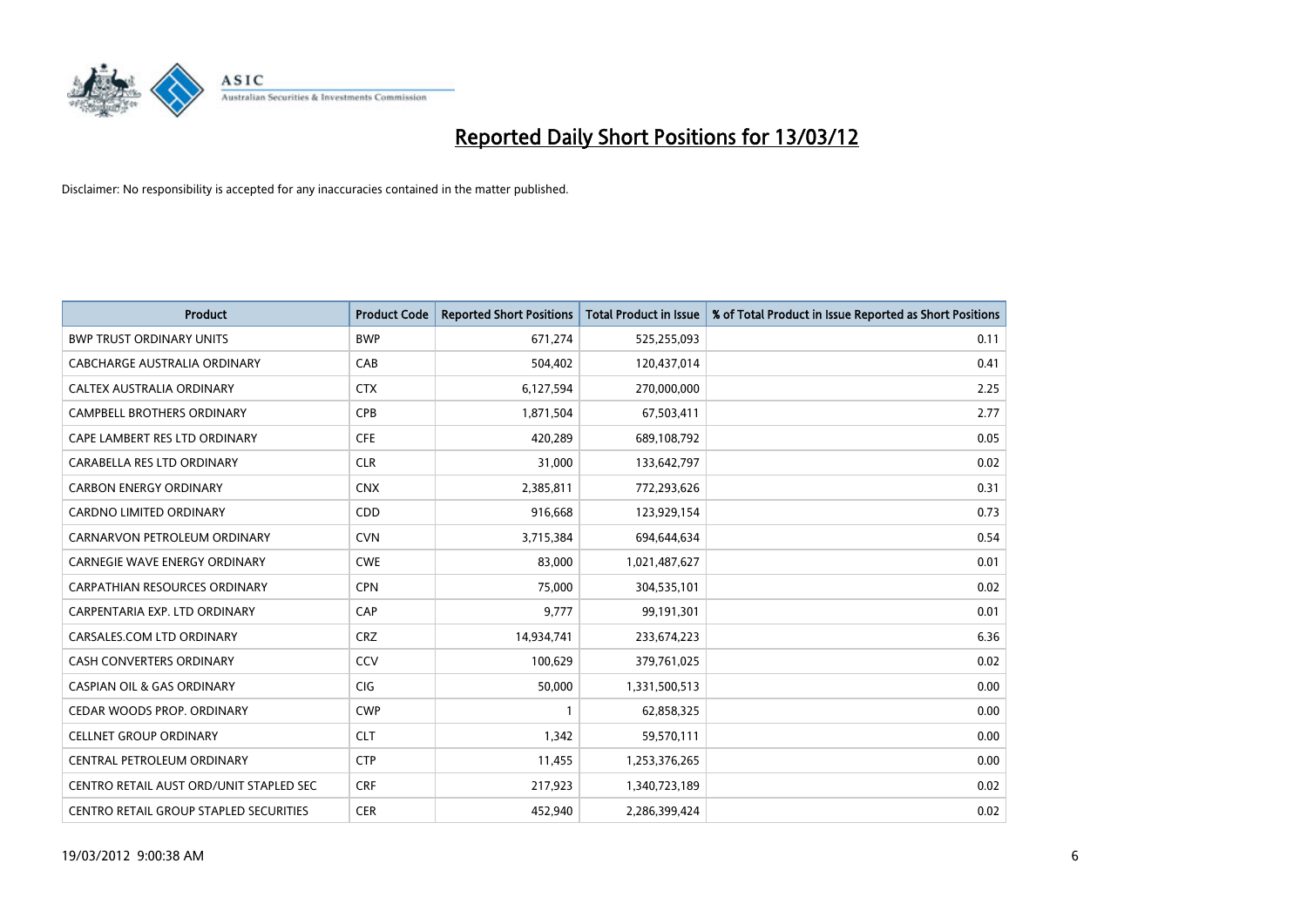# Reported Daily Short Positions for 13/03/12

Disclaimer: No responsibility is accepted for any inaccuracies contained in the matter published.

| Product | Product Code | Reported Short Positions | Total Product in Issue | % of Total Product in Issue Reported as Short Positions |
|---|---|---|---|---|
| BWP TRUST ORDINARY UNITS | BWP | 671,274 | 525,255,093 | 0.11 |
| CABCHARGE AUSTRALIA ORDINARY | CAB | 504,402 | 120,437,014 | 0.41 |
| CALTEX AUSTRALIA ORDINARY | CTX | 6,127,594 | 270,000,000 | 2.25 |
| CAMPBELL BROTHERS ORDINARY | CPB | 1,871,504 | 67,503,411 | 2.77 |
| CAPE LAMBERT RES LTD ORDINARY | CFE | 420,289 | 689,108,792 | 0.05 |
| CARABELLA RES LTD ORDINARY | CLR | 31,000 | 133,642,797 | 0.02 |
| CARBON ENERGY ORDINARY | CNX | 2,385,811 | 772,293,626 | 0.31 |
| CARDNO LIMITED ORDINARY | CDD | 916,668 | 123,929,154 | 0.73 |
| CARNARVON PETROLEUM ORDINARY | CVN | 3,715,384 | 694,644,634 | 0.54 |
| CARNEGIE WAVE ENERGY ORDINARY | CWE | 83,000 | 1,021,487,627 | 0.01 |
| CARPATHIAN RESOURCES ORDINARY | CPN | 75,000 | 304,535,101 | 0.02 |
| CARPENTARIA EXP. LTD ORDINARY | CAP | 9,777 | 99,191,301 | 0.01 |
| CARSALES.COM LTD ORDINARY | CRZ | 14,934,741 | 233,674,223 | 6.36 |
| CASH CONVERTERS ORDINARY | CCV | 100,629 | 379,761,025 | 0.02 |
| CASPIAN OIL & GAS ORDINARY | CIG | 50,000 | 1,331,500,513 | 0.00 |
| CEDAR WOODS PROP. ORDINARY | CWP | 1 | 62,858,325 | 0.00 |
| CELLNET GROUP ORDINARY | CLT | 1,342 | 59,570,111 | 0.00 |
| CENTRAL PETROLEUM ORDINARY | CTP | 11,455 | 1,253,376,265 | 0.00 |
| CENTRO RETAIL AUST ORD/UNIT STAPLED SEC | CRF | 217,923 | 1,340,723,189 | 0.02 |
| CENTRO RETAIL GROUP STAPLED SECURITIES | CER | 452,940 | 2,286,399,424 | 0.02 |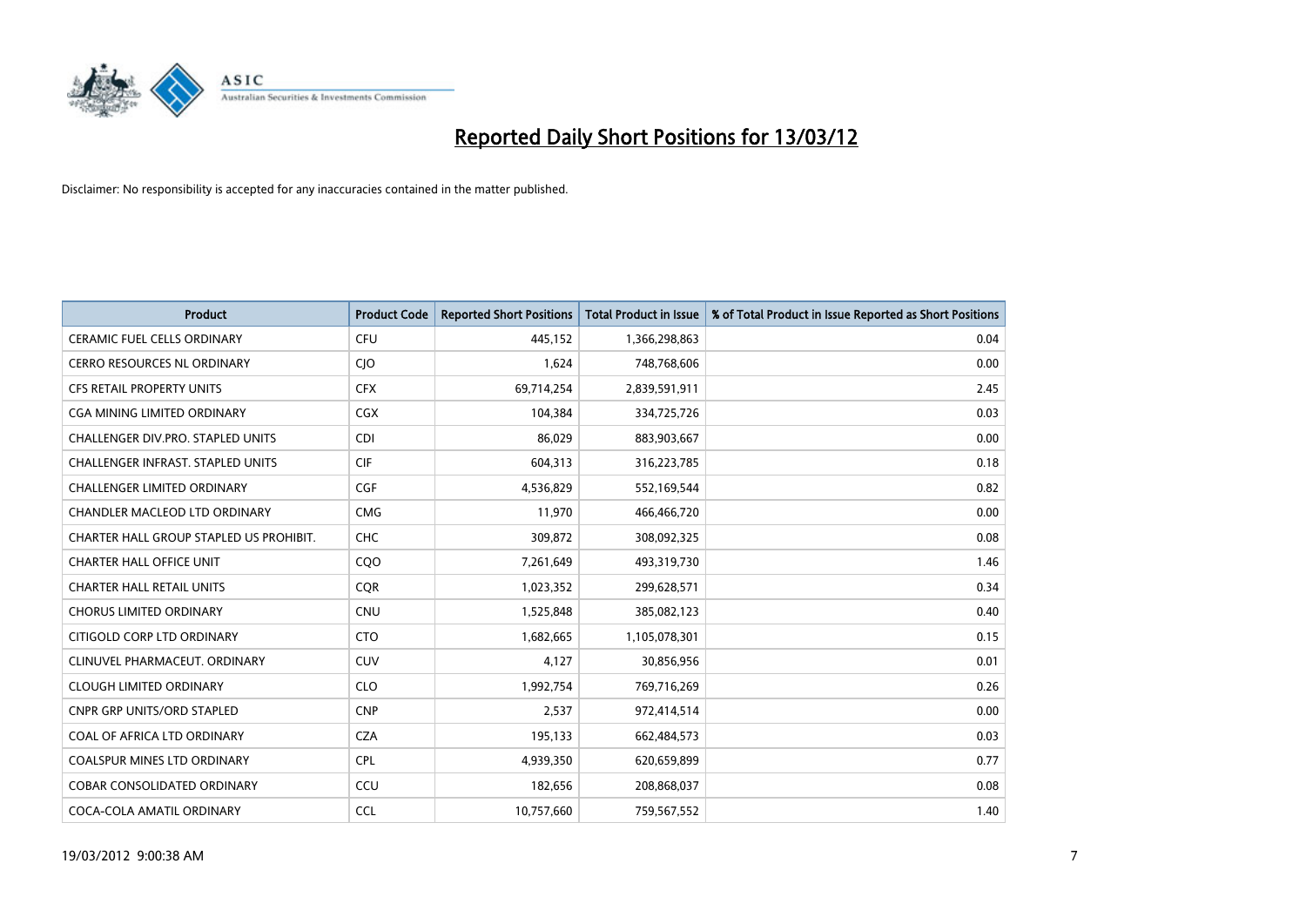# Reported Daily Short Positions for 13/03/12

Disclaimer: No responsibility is accepted for any inaccuracies contained in the matter published.

| Product | Product Code | Reported Short Positions | Total Product in Issue | % of Total Product in Issue Reported as Short Positions |
|---|---|---|---|---|
| CERAMIC FUEL CELLS ORDINARY | CFU | 445,152 | 1,366,298,863 | 0.04 |
| CERRO RESOURCES NL ORDINARY | CJO | 1,624 | 748,768,606 | 0.00 |
| CFS RETAIL PROPERTY UNITS | CFX | 69,714,254 | 2,839,591,911 | 2.45 |
| CGA MINING LIMITED ORDINARY | CGX | 104,384 | 334,725,726 | 0.03 |
| CHALLENGER DIV.PRO. STAPLED UNITS | CDI | 86,029 | 883,903,667 | 0.00 |
| CHALLENGER INFRAST. STAPLED UNITS | CIF | 604,313 | 316,223,785 | 0.18 |
| CHALLENGER LIMITED ORDINARY | CGF | 4,536,829 | 552,169,544 | 0.82 |
| CHANDLER MACLEOD LTD ORDINARY | CMG | 11,970 | 466,466,720 | 0.00 |
| CHARTER HALL GROUP STAPLED US PROHIBIT. | CHC | 309,872 | 308,092,325 | 0.08 |
| CHARTER HALL OFFICE UNIT | CQO | 7,261,649 | 493,319,730 | 1.46 |
| CHARTER HALL RETAIL UNITS | CQR | 1,023,352 | 299,628,571 | 0.34 |
| CHORUS LIMITED ORDINARY | CNU | 1,525,848 | 385,082,123 | 0.40 |
| CITIGOLD CORP LTD ORDINARY | CTO | 1,682,665 | 1,105,078,301 | 0.15 |
| CLINUVEL PHARMACEUT. ORDINARY | CUV | 4,127 | 30,856,956 | 0.01 |
| CLOUGH LIMITED ORDINARY | CLO | 1,992,754 | 769,716,269 | 0.26 |
| CNPR GRP UNITS/ORD STAPLED | CNP | 2,537 | 972,414,514 | 0.00 |
| COAL OF AFRICA LTD ORDINARY | CZA | 195,133 | 662,484,573 | 0.03 |
| COALSPUR MINES LTD ORDINARY | CPL | 4,939,350 | 620,659,899 | 0.77 |
| COBAR CONSOLIDATED ORDINARY | CCU | 182,656 | 208,868,037 | 0.08 |
| COCA-COLA AMATIL ORDINARY | CCL | 10,757,660 | 759,567,552 | 1.40 |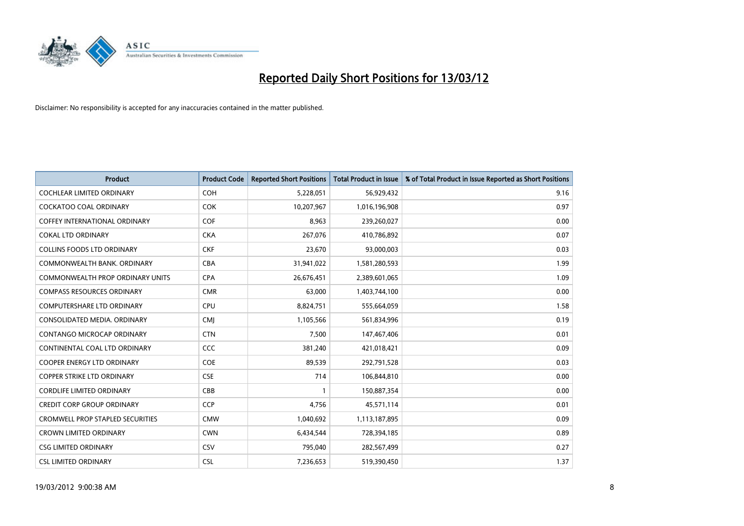# Reported Daily Short Positions for 13/03/12

Disclaimer: No responsibility is accepted for any inaccuracies contained in the matter published.

| Product | Product Code | Reported Short Positions | Total Product in Issue | % of Total Product in Issue Reported as Short Positions |
|---|---|---|---|---|
| COCHLEAR LIMITED ORDINARY | COH | 5,228,051 | 56,929,432 | 9.16 |
| COCKATOO COAL ORDINARY | COK | 10,207,967 | 1,016,196,908 | 0.97 |
| COFFEY INTERNATIONAL ORDINARY | COF | 8,963 | 239,260,027 | 0.00 |
| COKAL LTD ORDINARY | CKA | 267,076 | 410,786,892 | 0.07 |
| COLLINS FOODS LTD ORDINARY | CKF | 23,670 | 93,000,003 | 0.03 |
| COMMONWEALTH BANK. ORDINARY | CBA | 31,941,022 | 1,581,280,593 | 1.99 |
| COMMONWEALTH PROP ORDINARY UNITS | CPA | 26,676,451 | 2,389,601,065 | 1.09 |
| COMPASS RESOURCES ORDINARY | CMR | 63,000 | 1,403,744,100 | 0.00 |
| COMPUTERSHARE LTD ORDINARY | CPU | 8,824,751 | 555,664,059 | 1.58 |
| CONSOLIDATED MEDIA. ORDINARY | CMJ | 1,105,566 | 561,834,996 | 0.19 |
| CONTANGO MICROCAP ORDINARY | CTN | 7,500 | 147,467,406 | 0.01 |
| CONTINENTAL COAL LTD ORDINARY | CCC | 381,240 | 421,018,421 | 0.09 |
| COOPER ENERGY LTD ORDINARY | COE | 89,539 | 292,791,528 | 0.03 |
| COPPER STRIKE LTD ORDINARY | CSE | 714 | 106,844,810 | 0.00 |
| CORDLIFE LIMITED ORDINARY | CBB | 1 | 150,887,354 | 0.00 |
| CREDIT CORP GROUP ORDINARY | CCP | 4,756 | 45,571,114 | 0.01 |
| CROMWELL PROP STAPLED SECURITIES | CMW | 1,040,692 | 1,113,187,895 | 0.09 |
| CROWN LIMITED ORDINARY | CWN | 6,434,544 | 728,394,185 | 0.89 |
| CSG LIMITED ORDINARY | CSV | 795,040 | 282,567,499 | 0.27 |
| CSL LIMITED ORDINARY | CSL | 7,236,653 | 519,390,450 | 1.37 |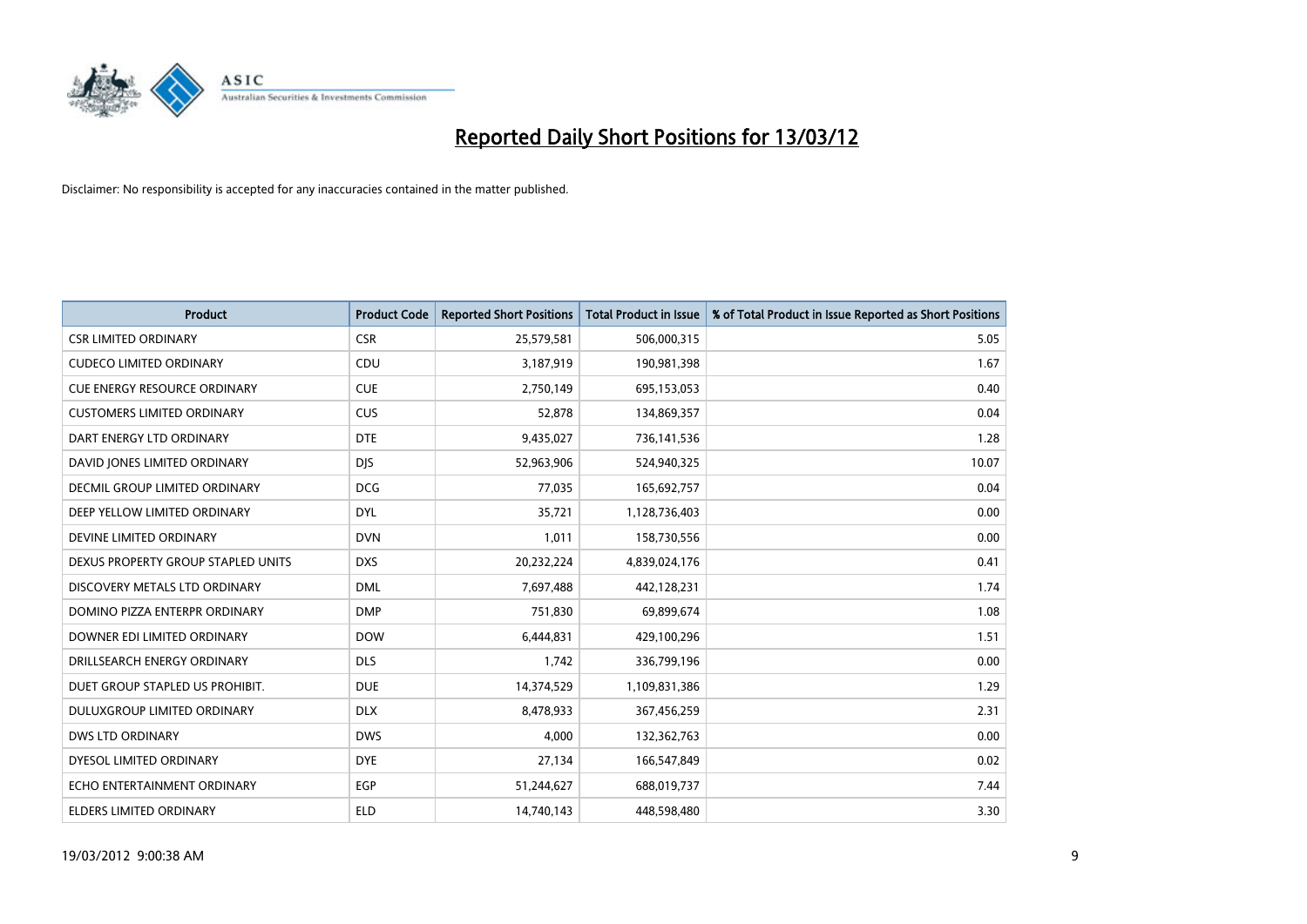# Reported Daily Short Positions for 13/03/12

Disclaimer: No responsibility is accepted for any inaccuracies contained in the matter published.

| Product | Product Code | Reported Short Positions | Total Product in Issue | % of Total Product in Issue Reported as Short Positions |
|---|---|---|---|---|
| CSR LIMITED ORDINARY | CSR | 25,579,581 | 506,000,315 | 5.05 |
| CUDECO LIMITED ORDINARY | CDU | 3,187,919 | 190,981,398 | 1.67 |
| CUE ENERGY RESOURCE ORDINARY | CUE | 2,750,149 | 695,153,053 | 0.40 |
| CUSTOMERS LIMITED ORDINARY | CUS | 52,878 | 134,869,357 | 0.04 |
| DART ENERGY LTD ORDINARY | DTE | 9,435,027 | 736,141,536 | 1.28 |
| DAVID JONES LIMITED ORDINARY | DJS | 52,963,906 | 524,940,325 | 10.07 |
| DECMIL GROUP LIMITED ORDINARY | DCG | 77,035 | 165,692,757 | 0.04 |
| DEEP YELLOW LIMITED ORDINARY | DYL | 35,721 | 1,128,736,403 | 0.00 |
| DEVINE LIMITED ORDINARY | DVN | 1,011 | 158,730,556 | 0.00 |
| DEXUS PROPERTY GROUP STAPLED UNITS | DXS | 20,232,224 | 4,839,024,176 | 0.41 |
| DISCOVERY METALS LTD ORDINARY | DML | 7,697,488 | 442,128,231 | 1.74 |
| DOMINO PIZZA ENTERPR ORDINARY | DMP | 751,830 | 69,899,674 | 1.08 |
| DOWNER EDI LIMITED ORDINARY | DOW | 6,444,831 | 429,100,296 | 1.51 |
| DRILLSEARCH ENERGY ORDINARY | DLS | 1,742 | 336,799,196 | 0.00 |
| DUET GROUP STAPLED US PROHIBIT. | DUE | 14,374,529 | 1,109,831,386 | 1.29 |
| DULUXGROUP LIMITED ORDINARY | DLX | 8,478,933 | 367,456,259 | 2.31 |
| DWS LTD ORDINARY | DWS | 4,000 | 132,362,763 | 0.00 |
| DYESOL LIMITED ORDINARY | DYE | 27,134 | 166,547,849 | 0.02 |
| ECHO ENTERTAINMENT ORDINARY | EGP | 51,244,627 | 688,019,737 | 7.44 |
| ELDERS LIMITED ORDINARY | ELD | 14,740,143 | 448,598,480 | 3.30 |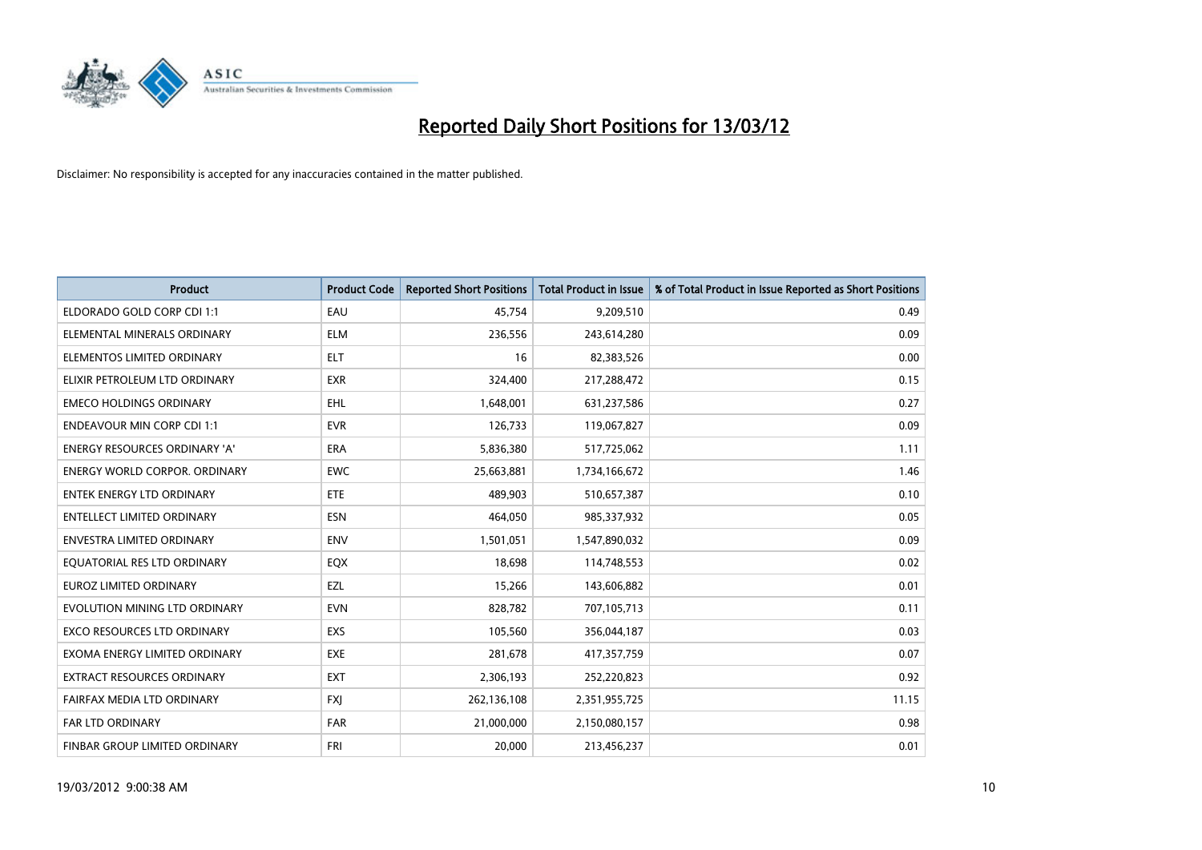# Reported Daily Short Positions for 13/03/12

Disclaimer: No responsibility is accepted for any inaccuracies contained in the matter published.

| Product | Product Code | Reported Short Positions | Total Product in Issue | % of Total Product in Issue Reported as Short Positions |
|---|---|---|---|---|
| ELDORADO GOLD CORP CDI 1:1 | EAU | 45,754 | 9,209,510 | 0.49 |
| ELEMENTAL MINERALS ORDINARY | ELM | 236,556 | 243,614,280 | 0.09 |
| ELEMENTOS LIMITED ORDINARY | ELT | 16 | 82,383,526 | 0.00 |
| ELIXIR PETROLEUM LTD ORDINARY | EXR | 324,400 | 217,288,472 | 0.15 |
| EMECO HOLDINGS ORDINARY | EHL | 1,648,001 | 631,237,586 | 0.27 |
| ENDEAVOUR MIN CORP CDI 1:1 | EVR | 126,733 | 119,067,827 | 0.09 |
| ENERGY RESOURCES ORDINARY 'A' | ERA | 5,836,380 | 517,725,062 | 1.11 |
| ENERGY WORLD CORPOR. ORDINARY | EWC | 25,663,881 | 1,734,166,672 | 1.46 |
| ENTEK ENERGY LTD ORDINARY | ETE | 489,903 | 510,657,387 | 0.10 |
| ENTELLECT LIMITED ORDINARY | ESN | 464,050 | 985,337,932 | 0.05 |
| ENVESTRA LIMITED ORDINARY | ENV | 1,501,051 | 1,547,890,032 | 0.09 |
| EQUATORIAL RES LTD ORDINARY | EQX | 18,698 | 114,748,553 | 0.02 |
| EUROZ LIMITED ORDINARY | EZL | 15,266 | 143,606,882 | 0.01 |
| EVOLUTION MINING LTD ORDINARY | EVN | 828,782 | 707,105,713 | 0.11 |
| EXCO RESOURCES LTD ORDINARY | EXS | 105,560 | 356,044,187 | 0.03 |
| EXOMA ENERGY LIMITED ORDINARY | EXE | 281,678 | 417,357,759 | 0.07 |
| EXTRACT RESOURCES ORDINARY | EXT | 2,306,193 | 252,220,823 | 0.92 |
| FAIRFAX MEDIA LTD ORDINARY | FXJ | 262,136,108 | 2,351,955,725 | 11.15 |
| FAR LTD ORDINARY | FAR | 21,000,000 | 2,150,080,157 | 0.98 |
| FINBAR GROUP LIMITED ORDINARY | FRI | 20,000 | 213,456,237 | 0.01 |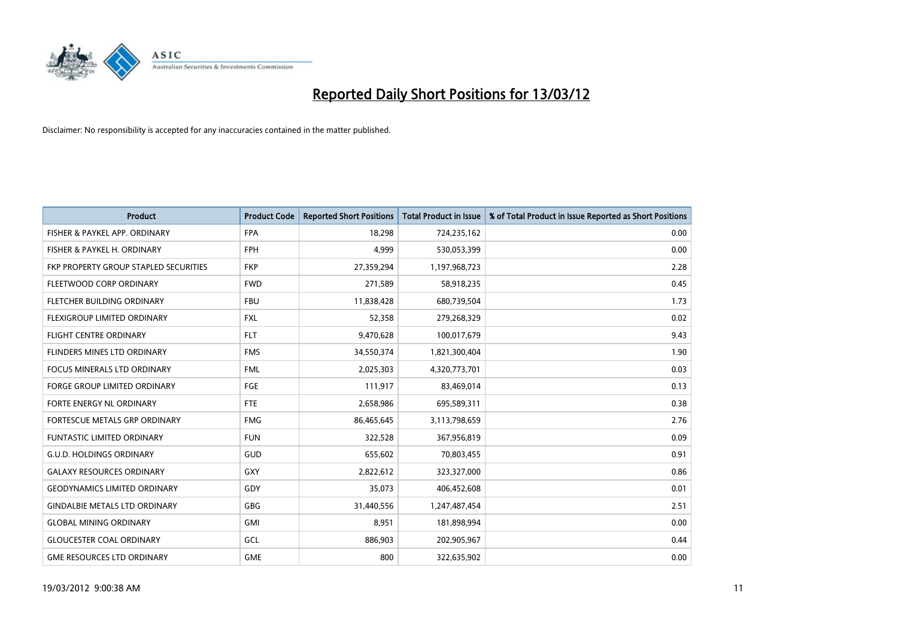# Reported Daily Short Positions for 13/03/12

Disclaimer: No responsibility is accepted for any inaccuracies contained in the matter published.

| Product | Product Code | Reported Short Positions | Total Product in Issue | % of Total Product in Issue Reported as Short Positions |
|---|---|---|---|---|
| FISHER & PAYKEL APP. ORDINARY | FPA | 18,298 | 724,235,162 | 0.00 |
| FISHER & PAYKEL H. ORDINARY | FPH | 4,999 | 530,053,399 | 0.00 |
| FKP PROPERTY GROUP STAPLED SECURITIES | FKP | 27,359,294 | 1,197,968,723 | 2.28 |
| FLEETWOOD CORP ORDINARY | FWD | 271,589 | 58,918,235 | 0.45 |
| FLETCHER BUILDING ORDINARY | FBU | 11,838,428 | 680,739,504 | 1.73 |
| FLEXIGROUP LIMITED ORDINARY | FXL | 52,358 | 279,268,329 | 0.02 |
| FLIGHT CENTRE ORDINARY | FLT | 9,470,628 | 100,017,679 | 9.43 |
| FLINDERS MINES LTD ORDINARY | FMS | 34,550,374 | 1,821,300,404 | 1.90 |
| FOCUS MINERALS LTD ORDINARY | FML | 2,025,303 | 4,320,773,701 | 0.03 |
| FORGE GROUP LIMITED ORDINARY | FGE | 111,917 | 83,469,014 | 0.13 |
| FORTE ENERGY NL ORDINARY | FTE | 2,658,986 | 695,589,311 | 0.38 |
| FORTESCUE METALS GRP ORDINARY | FMG | 86,465,645 | 3,113,798,659 | 2.76 |
| FUNTASTIC LIMITED ORDINARY | FUN | 322,528 | 367,956,819 | 0.09 |
| G.U.D. HOLDINGS ORDINARY | GUD | 655,602 | 70,803,455 | 0.91 |
| GALAXY RESOURCES ORDINARY | GXY | 2,822,612 | 323,327,000 | 0.86 |
| GEODYNAMICS LIMITED ORDINARY | GDY | 35,073 | 406,452,608 | 0.01 |
| GINDALBIE METALS LTD ORDINARY | GBG | 31,440,556 | 1,247,487,454 | 2.51 |
| GLOBAL MINING ORDINARY | GMI | 8,951 | 181,898,994 | 0.00 |
| GLOUCESTER COAL ORDINARY | GCL | 886,903 | 202,905,967 | 0.44 |
| GME RESOURCES LTD ORDINARY | GME | 800 | 322,635,902 | 0.00 |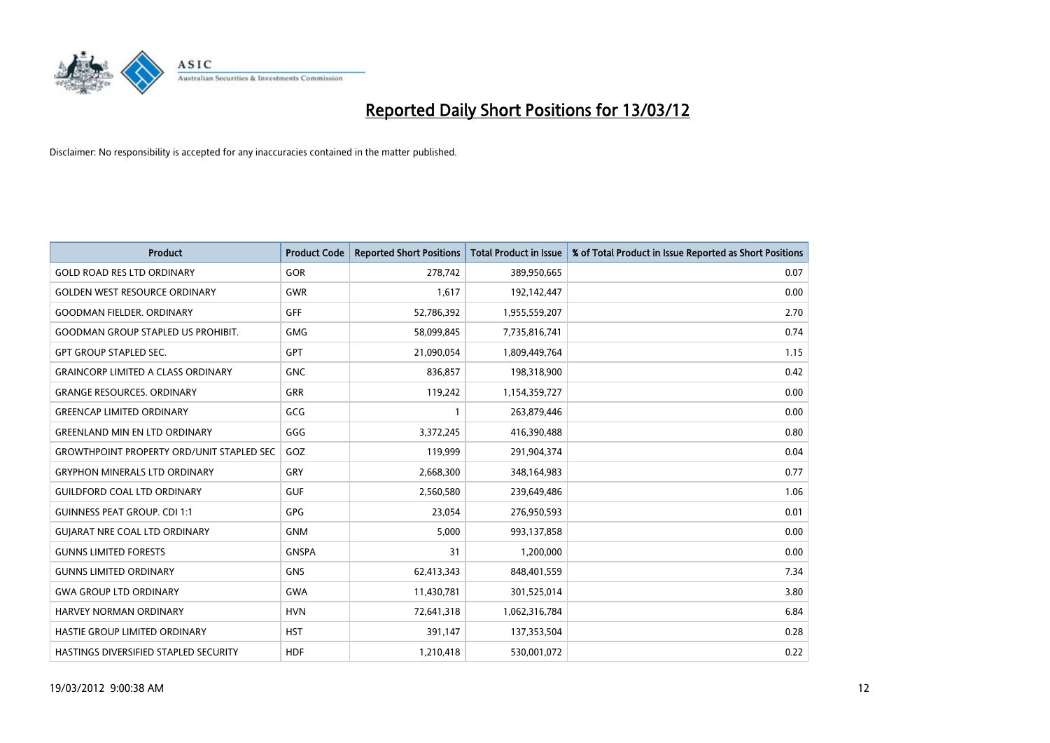# Reported Daily Short Positions for 13/03/12

Disclaimer: No responsibility is accepted for any inaccuracies contained in the matter published.

| Product | Product Code | Reported Short Positions | Total Product in Issue | % of Total Product in Issue Reported as Short Positions |
|---|---|---|---|---|
| GOLD ROAD RES LTD ORDINARY | GOR | 278,742 | 389,950,665 | 0.07 |
| GOLDEN WEST RESOURCE ORDINARY | GWR | 1,617 | 192,142,447 | 0.00 |
| GOODMAN FIELDER. ORDINARY | GFF | 52,786,392 | 1,955,559,207 | 2.70 |
| GOODMAN GROUP STAPLED US PROHIBIT. | GMG | 58,099,845 | 7,735,816,741 | 0.74 |
| GPT GROUP STAPLED SEC. | GPT | 21,090,054 | 1,809,449,764 | 1.15 |
| GRAINCORP LIMITED A CLASS ORDINARY | GNC | 836,857 | 198,318,900 | 0.42 |
| GRANGE RESOURCES. ORDINARY | GRR | 119,242 | 1,154,359,727 | 0.00 |
| GREENCAP LIMITED ORDINARY | GCG | 1 | 263,879,446 | 0.00 |
| GREENLAND MIN EN LTD ORDINARY | GGG | 3,372,245 | 416,390,488 | 0.80 |
| GROWTHPOINT PROPERTY ORD/UNIT STAPLED SEC | GOZ | 119,999 | 291,904,374 | 0.04 |
| GRYPHON MINERALS LTD ORDINARY | GRY | 2,668,300 | 348,164,983 | 0.77 |
| GUILDFORD COAL LTD ORDINARY | GUF | 2,560,580 | 239,649,486 | 1.06 |
| GUINNESS PEAT GROUP. CDI 1:1 | GPG | 23,054 | 276,950,593 | 0.01 |
| GUJARAT NRE COAL LTD ORDINARY | GNM | 5,000 | 993,137,858 | 0.00 |
| GUNNS LIMITED FORESTS | GNSPA | 31 | 1,200,000 | 0.00 |
| GUNNS LIMITED ORDINARY | GNS | 62,413,343 | 848,401,559 | 7.34 |
| GWA GROUP LTD ORDINARY | GWA | 11,430,781 | 301,525,014 | 3.80 |
| HARVEY NORMAN ORDINARY | HVN | 72,641,318 | 1,062,316,784 | 6.84 |
| HASTIE GROUP LIMITED ORDINARY | HST | 391,147 | 137,353,504 | 0.28 |
| HASTINGS DIVERSIFIED STAPLED SECURITY | HDF | 1,210,418 | 530,001,072 | 0.22 |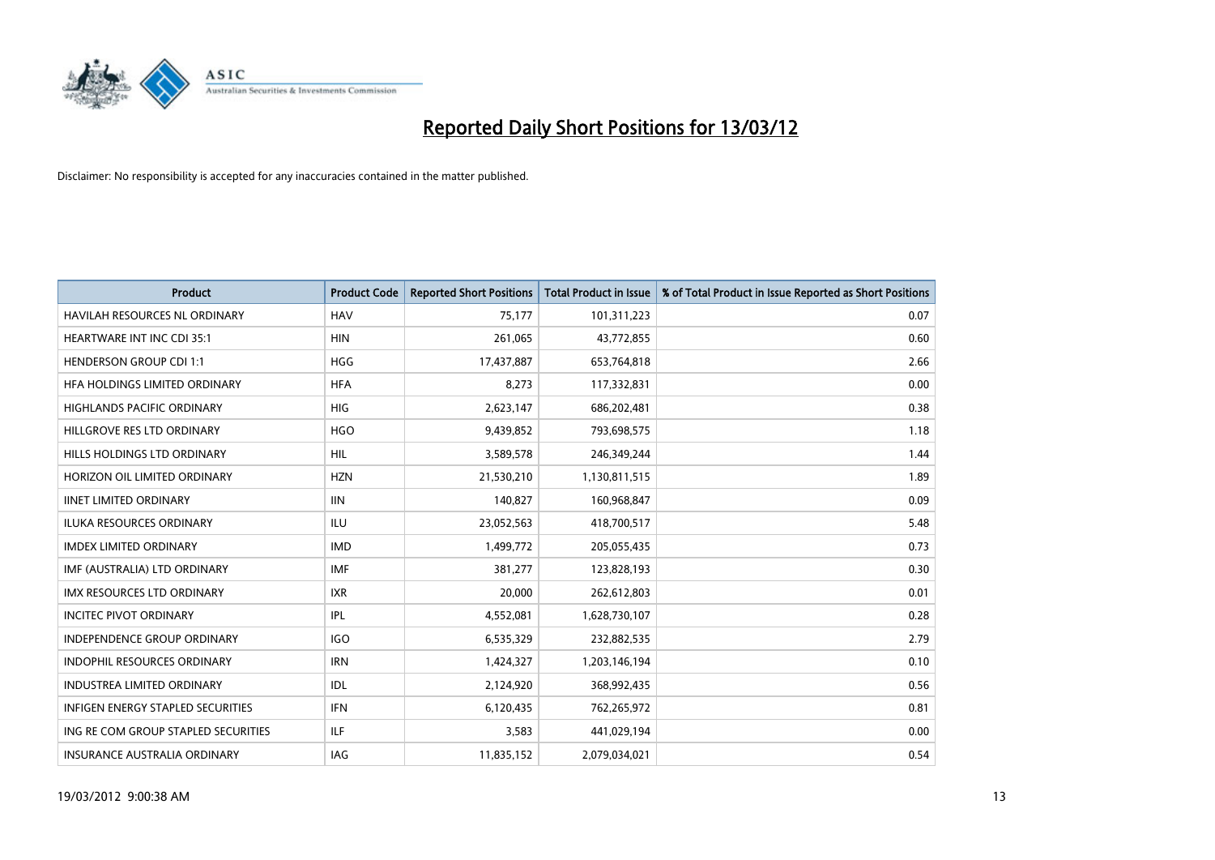# Reported Daily Short Positions for 13/03/12

Disclaimer: No responsibility is accepted for any inaccuracies contained in the matter published.

| Product | Product Code | Reported Short Positions | Total Product in Issue | % of Total Product in Issue Reported as Short Positions |
|---|---|---|---|---|
| HAVILAH RESOURCES NL ORDINARY | HAV | 75,177 | 101,311,223 | 0.07 |
| HEARTWARE INT INC CDI 35:1 | HIN | 261,065 | 43,772,855 | 0.60 |
| HENDERSON GROUP CDI 1:1 | HGG | 17,437,887 | 653,764,818 | 2.66 |
| HFA HOLDINGS LIMITED ORDINARY | HFA | 8,273 | 117,332,831 | 0.00 |
| HIGHLANDS PACIFIC ORDINARY | HIG | 2,623,147 | 686,202,481 | 0.38 |
| HILLGROVE RES LTD ORDINARY | HGO | 9,439,852 | 793,698,575 | 1.18 |
| HILLS HOLDINGS LTD ORDINARY | HIL | 3,589,578 | 246,349,244 | 1.44 |
| HORIZON OIL LIMITED ORDINARY | HZN | 21,530,210 | 1,130,811,515 | 1.89 |
| IINET LIMITED ORDINARY | IIN | 140,827 | 160,968,847 | 0.09 |
| ILUKA RESOURCES ORDINARY | ILU | 23,052,563 | 418,700,517 | 5.48 |
| IMDEX LIMITED ORDINARY | IMD | 1,499,772 | 205,055,435 | 0.73 |
| IMF (AUSTRALIA) LTD ORDINARY | IMF | 381,277 | 123,828,193 | 0.30 |
| IMX RESOURCES LTD ORDINARY | IXR | 20,000 | 262,612,803 | 0.01 |
| INCITEC PIVOT ORDINARY | IPL | 4,552,081 | 1,628,730,107 | 0.28 |
| INDEPENDENCE GROUP ORDINARY | IGO | 6,535,329 | 232,882,535 | 2.79 |
| INDOPHIL RESOURCES ORDINARY | IRN | 1,424,327 | 1,203,146,194 | 0.10 |
| INDUSTREA LIMITED ORDINARY | IDL | 2,124,920 | 368,992,435 | 0.56 |
| INFIGEN ENERGY STAPLED SECURITIES | IFN | 6,120,435 | 762,265,972 | 0.81 |
| ING RE COM GROUP STAPLED SECURITIES | ILF | 3,583 | 441,029,194 | 0.00 |
| INSURANCE AUSTRALIA ORDINARY | IAG | 11,835,152 | 2,079,034,021 | 0.54 |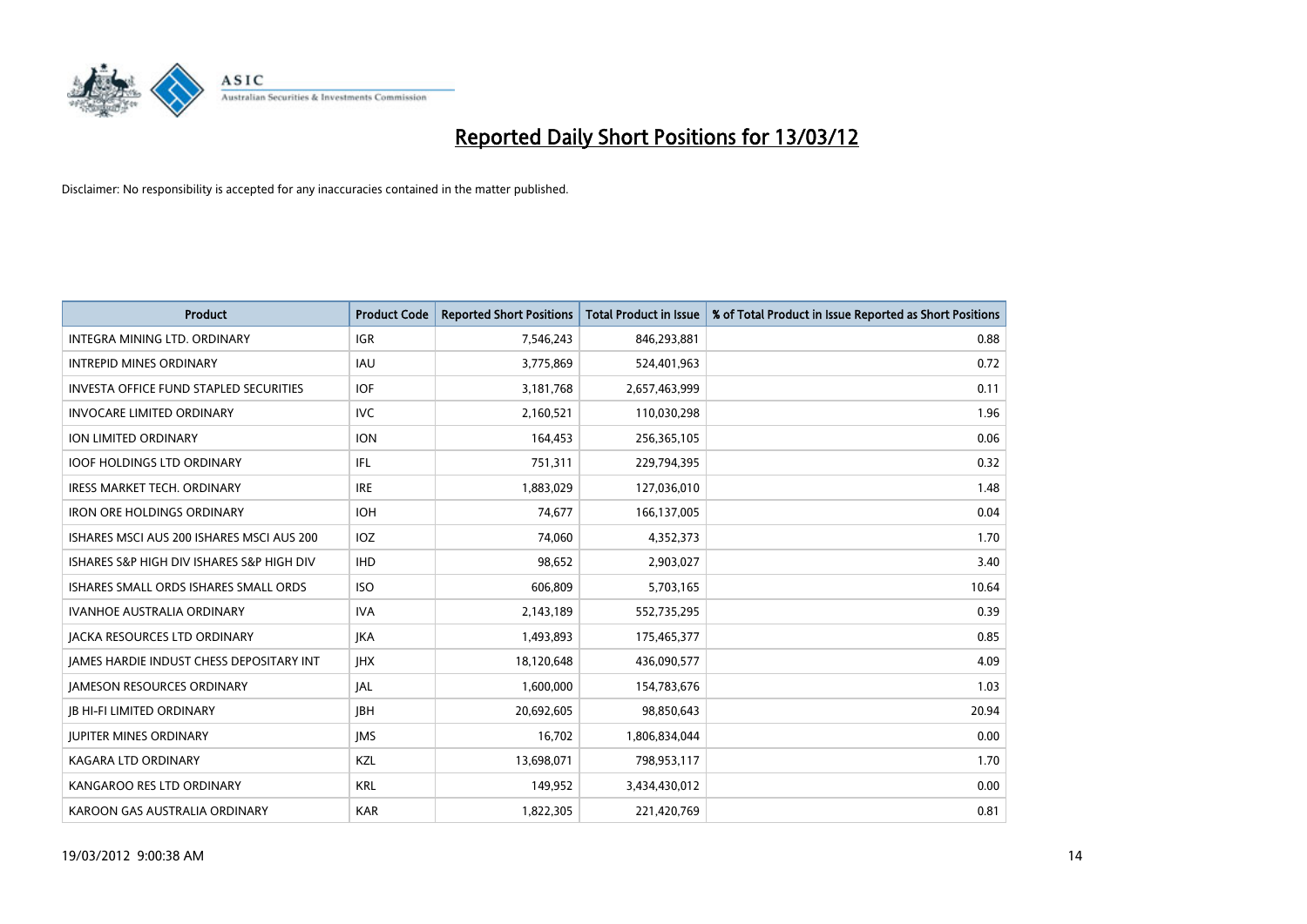# Reported Daily Short Positions for 13/03/12

Disclaimer: No responsibility is accepted for any inaccuracies contained in the matter published.

| Product | Product Code | Reported Short Positions | Total Product in Issue | % of Total Product in Issue Reported as Short Positions |
|---|---|---|---|---|
| INTEGRA MINING LTD. ORDINARY | IGR | 7,546,243 | 846,293,881 | 0.88 |
| INTREPID MINES ORDINARY | IAU | 3,775,869 | 524,401,963 | 0.72 |
| INVESTA OFFICE FUND STAPLED SECURITIES | IOF | 3,181,768 | 2,657,463,999 | 0.11 |
| INVOCARE LIMITED ORDINARY | IVC | 2,160,521 | 110,030,298 | 1.96 |
| ION LIMITED ORDINARY | ION | 164,453 | 256,365,105 | 0.06 |
| IOOF HOLDINGS LTD ORDINARY | IFL | 751,311 | 229,794,395 | 0.32 |
| IRESS MARKET TECH. ORDINARY | IRE | 1,883,029 | 127,036,010 | 1.48 |
| IRON ORE HOLDINGS ORDINARY | IOH | 74,677 | 166,137,005 | 0.04 |
| ISHARES MSCI AUS 200 ISHARES MSCI AUS 200 | IOZ | 74,060 | 4,352,373 | 1.70 |
| ISHARES S&P HIGH DIV ISHARES S&P HIGH DIV | IHD | 98,652 | 2,903,027 | 3.40 |
| ISHARES SMALL ORDS ISHARES SMALL ORDS | ISO | 606,809 | 5,703,165 | 10.64 |
| IVANHOE AUSTRALIA ORDINARY | IVA | 2,143,189 | 552,735,295 | 0.39 |
| JACKA RESOURCES LTD ORDINARY | JKA | 1,493,893 | 175,465,377 | 0.85 |
| JAMES HARDIE INDUST CHESS DEPOSITARY INT | JHX | 18,120,648 | 436,090,577 | 4.09 |
| JAMESON RESOURCES ORDINARY | JAL | 1,600,000 | 154,783,676 | 1.03 |
| JB HI-FI LIMITED ORDINARY | JBH | 20,692,605 | 98,850,643 | 20.94 |
| JUPITER MINES ORDINARY | JMS | 16,702 | 1,806,834,044 | 0.00 |
| KAGARA LTD ORDINARY | KZL | 13,698,071 | 798,953,117 | 1.70 |
| KANGAROO RES LTD ORDINARY | KRL | 149,952 | 3,434,430,012 | 0.00 |
| KAROON GAS AUSTRALIA ORDINARY | KAR | 1,822,305 | 221,420,769 | 0.81 |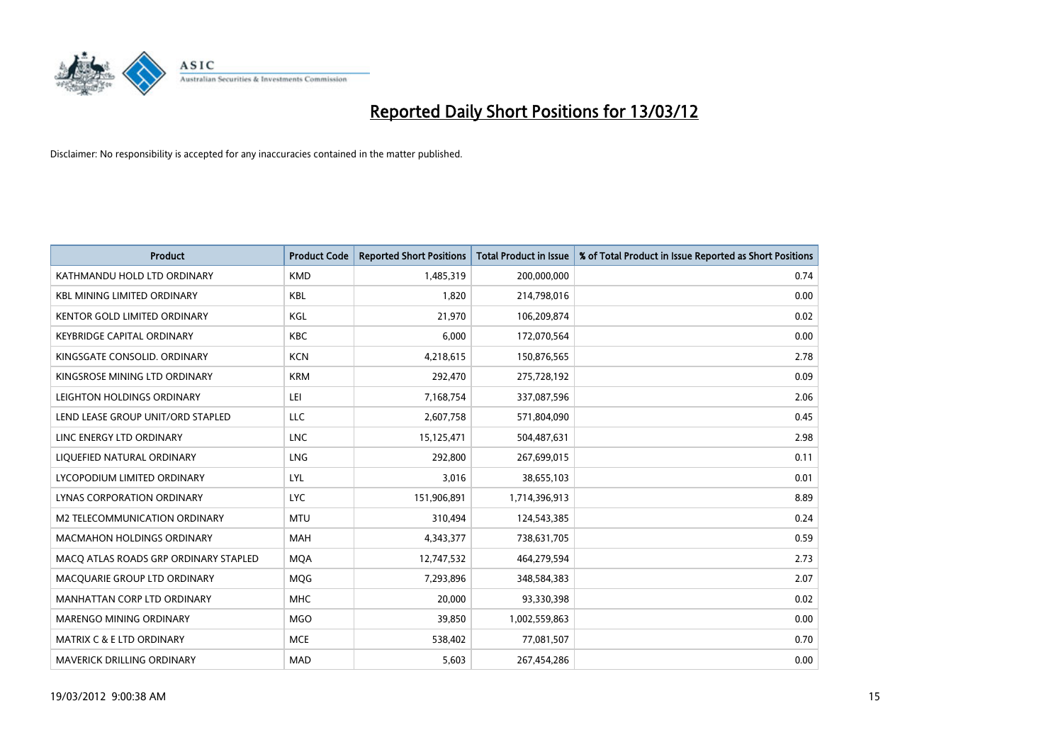# Reported Daily Short Positions for 13/03/12

Disclaimer: No responsibility is accepted for any inaccuracies contained in the matter published.

| Product | Product Code | Reported Short Positions | Total Product in Issue | % of Total Product in Issue Reported as Short Positions |
|---|---|---|---|---|
| KATHMANDU HOLD LTD ORDINARY | KMD | 1,485,319 | 200,000,000 | 0.74 |
| KBL MINING LIMITED ORDINARY | KBL | 1,820 | 214,798,016 | 0.00 |
| KENTOR GOLD LIMITED ORDINARY | KGL | 21,970 | 106,209,874 | 0.02 |
| KEYBRIDGE CAPITAL ORDINARY | KBC | 6,000 | 172,070,564 | 0.00 |
| KINGSGATE CONSOLID. ORDINARY | KCN | 4,218,615 | 150,876,565 | 2.78 |
| KINGSROSE MINING LTD ORDINARY | KRM | 292,470 | 275,728,192 | 0.09 |
| LEIGHTON HOLDINGS ORDINARY | LEI | 7,168,754 | 337,087,596 | 2.06 |
| LEND LEASE GROUP UNIT/ORD STAPLED | LLC | 2,607,758 | 571,804,090 | 0.45 |
| LINC ENERGY LTD ORDINARY | LNC | 15,125,471 | 504,487,631 | 2.98 |
| LIQUEFIED NATURAL ORDINARY | LNG | 292,800 | 267,699,015 | 0.11 |
| LYCOPODIUM LIMITED ORDINARY | LYL | 3,016 | 38,655,103 | 0.01 |
| LYNAS CORPORATION ORDINARY | LYC | 151,906,891 | 1,714,396,913 | 8.89 |
| M2 TELECOMMUNICATION ORDINARY | MTU | 310,494 | 124,543,385 | 0.24 |
| MACMAHON HOLDINGS ORDINARY | MAH | 4,343,377 | 738,631,705 | 0.59 |
| MACQ ATLAS ROADS GRP ORDINARY STAPLED | MQA | 12,747,532 | 464,279,594 | 2.73 |
| MACQUARIE GROUP LTD ORDINARY | MQG | 7,293,896 | 348,584,383 | 2.07 |
| MANHATTAN CORP LTD ORDINARY | MHC | 20,000 | 93,330,398 | 0.02 |
| MARENGO MINING ORDINARY | MGO | 39,850 | 1,002,559,863 | 0.00 |
| MATRIX C & E LTD ORDINARY | MCE | 538,402 | 77,081,507 | 0.70 |
| MAVERICK DRILLING ORDINARY | MAD | 5,603 | 267,454,286 | 0.00 |

19/03/2012 9:00:38 AM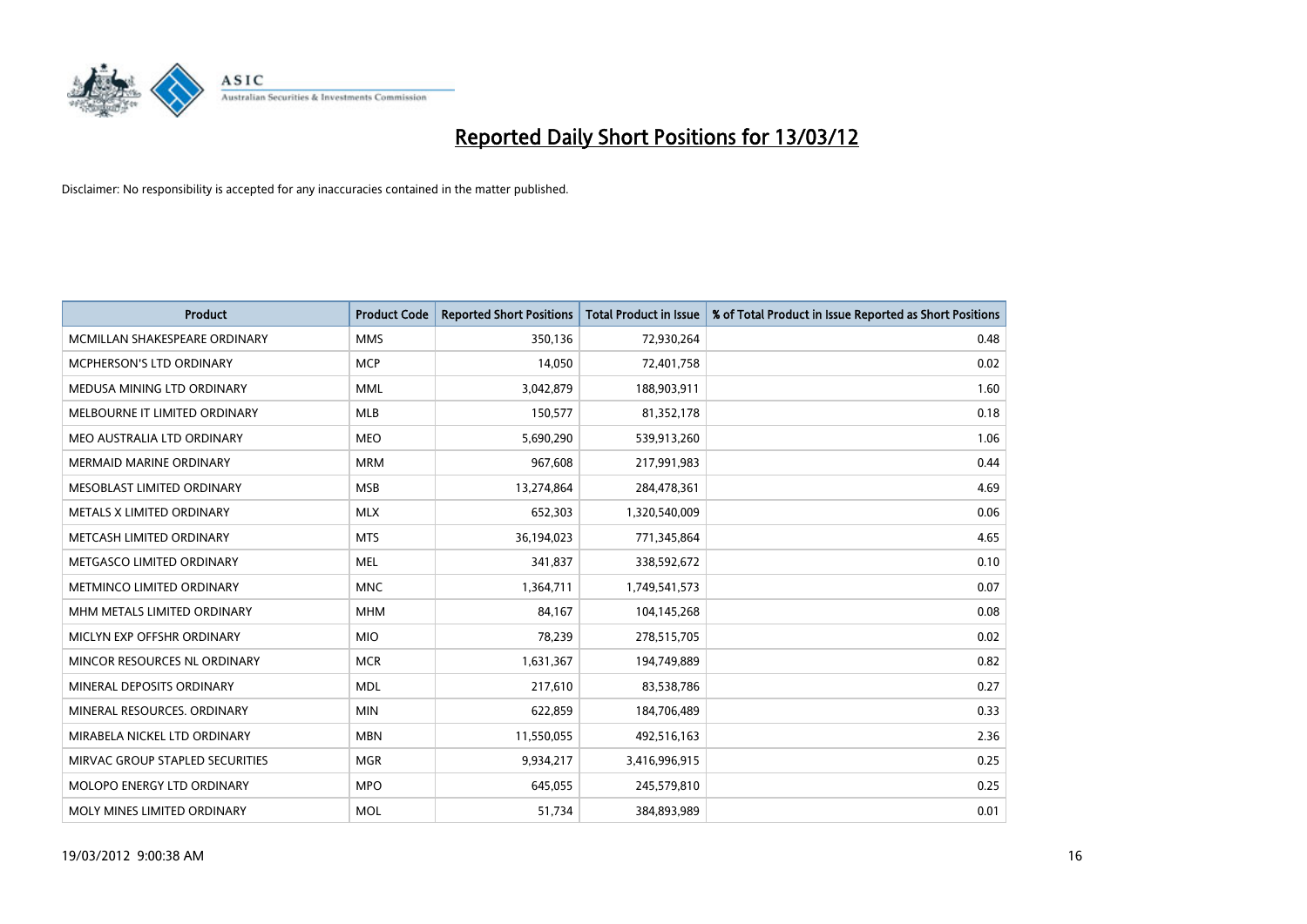# Reported Daily Short Positions for 13/03/12

Disclaimer: No responsibility is accepted for any inaccuracies contained in the matter published.

| Product | Product Code | Reported Short Positions | Total Product in Issue | % of Total Product in Issue Reported as Short Positions |
|---|---|---|---|---|
| MCMILLAN SHAKESPEARE ORDINARY | MMS | 350,136 | 72,930,264 | 0.48 |
| MCPHERSON'S LTD ORDINARY | MCP | 14,050 | 72,401,758 | 0.02 |
| MEDUSA MINING LTD ORDINARY | MML | 3,042,879 | 188,903,911 | 1.60 |
| MELBOURNE IT LIMITED ORDINARY | MLB | 150,577 | 81,352,178 | 0.18 |
| MEO AUSTRALIA LTD ORDINARY | MEO | 5,690,290 | 539,913,260 | 1.06 |
| MERMAID MARINE ORDINARY | MRM | 967,608 | 217,991,983 | 0.44 |
| MESOBLAST LIMITED ORDINARY | MSB | 13,274,864 | 284,478,361 | 4.69 |
| METALS X LIMITED ORDINARY | MLX | 652,303 | 1,320,540,009 | 0.06 |
| METCASH LIMITED ORDINARY | MTS | 36,194,023 | 771,345,864 | 4.65 |
| METGASCO LIMITED ORDINARY | MEL | 341,837 | 338,592,672 | 0.10 |
| METMINCO LIMITED ORDINARY | MNC | 1,364,711 | 1,749,541,573 | 0.07 |
| MHM METALS LIMITED ORDINARY | MHM | 84,167 | 104,145,268 | 0.08 |
| MICLYN EXP OFFSHR ORDINARY | MIO | 78,239 | 278,515,705 | 0.02 |
| MINCOR RESOURCES NL ORDINARY | MCR | 1,631,367 | 194,749,889 | 0.82 |
| MINERAL DEPOSITS ORDINARY | MDL | 217,610 | 83,538,786 | 0.27 |
| MINERAL RESOURCES. ORDINARY | MIN | 622,859 | 184,706,489 | 0.33 |
| MIRABELA NICKEL LTD ORDINARY | MBN | 11,550,055 | 492,516,163 | 2.36 |
| MIRVAC GROUP STAPLED SECURITIES | MGR | 9,934,217 | 3,416,996,915 | 0.25 |
| MOLOPO ENERGY LTD ORDINARY | MPO | 645,055 | 245,579,810 | 0.25 |
| MOLY MINES LIMITED ORDINARY | MOL | 51,734 | 384,893,989 | 0.01 |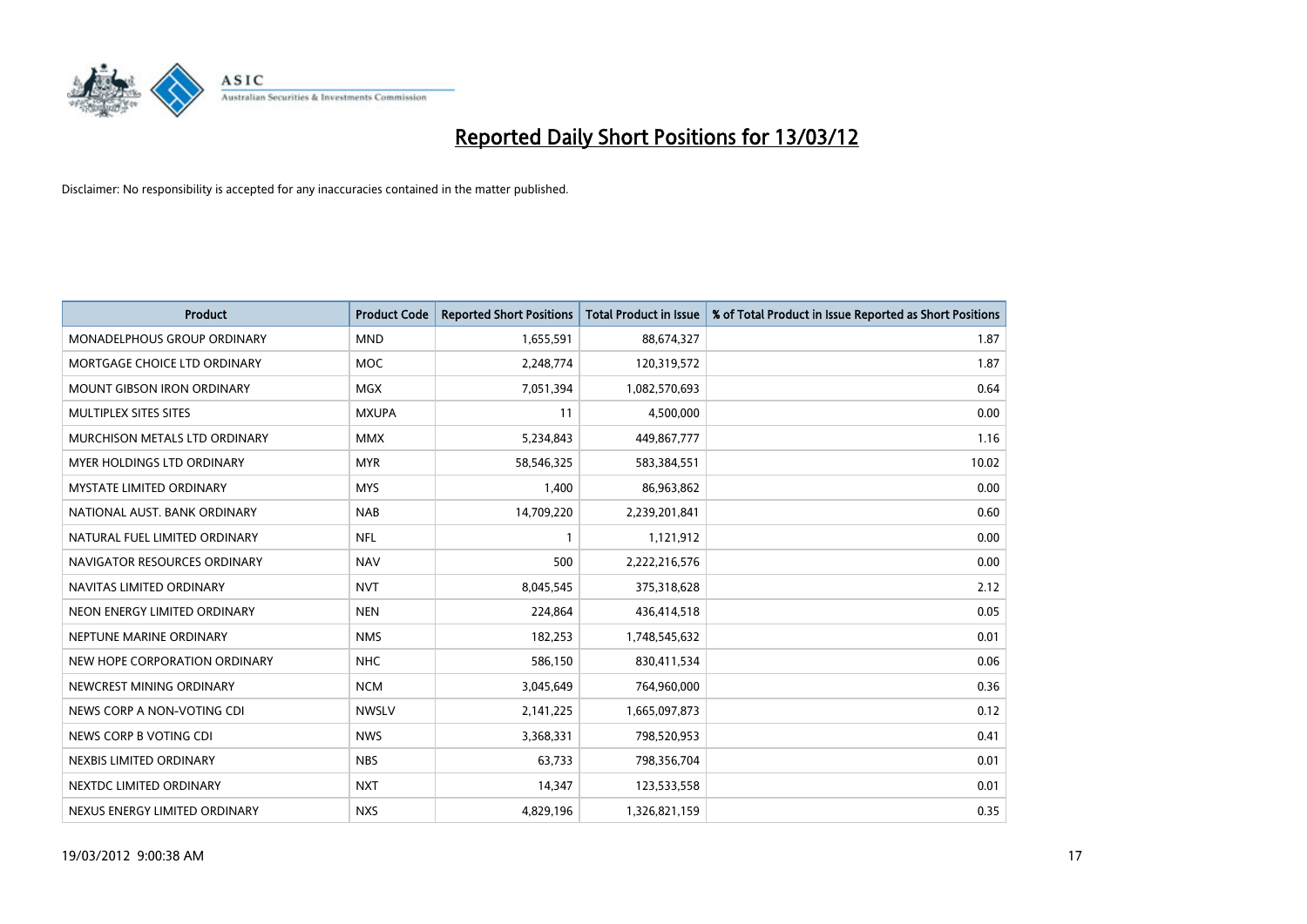# Reported Daily Short Positions for 13/03/12

Disclaimer: No responsibility is accepted for any inaccuracies contained in the matter published.

| Product | Product Code | Reported Short Positions | Total Product in Issue | % of Total Product in Issue Reported as Short Positions |
|---|---|---|---|---|
| MONADELPHOUS GROUP ORDINARY | MND | 1,655,591 | 88,674,327 | 1.87 |
| MORTGAGE CHOICE LTD ORDINARY | MOC | 2,248,774 | 120,319,572 | 1.87 |
| MOUNT GIBSON IRON ORDINARY | MGX | 7,051,394 | 1,082,570,693 | 0.64 |
| MULTIPLEX SITES SITES | MXUPA | 11 | 4,500,000 | 0.00 |
| MURCHISON METALS LTD ORDINARY | MMX | 5,234,843 | 449,867,777 | 1.16 |
| MYER HOLDINGS LTD ORDINARY | MYR | 58,546,325 | 583,384,551 | 10.02 |
| MYSTATE LIMITED ORDINARY | MYS | 1,400 | 86,963,862 | 0.00 |
| NATIONAL AUST. BANK ORDINARY | NAB | 14,709,220 | 2,239,201,841 | 0.60 |
| NATURAL FUEL LIMITED ORDINARY | NFL | 1 | 1,121,912 | 0.00 |
| NAVIGATOR RESOURCES ORDINARY | NAV | 500 | 2,222,216,576 | 0.00 |
| NAVITAS LIMITED ORDINARY | NVT | 8,045,545 | 375,318,628 | 2.12 |
| NEON ENERGY LIMITED ORDINARY | NEN | 224,864 | 436,414,518 | 0.05 |
| NEPTUNE MARINE ORDINARY | NMS | 182,253 | 1,748,545,632 | 0.01 |
| NEW HOPE CORPORATION ORDINARY | NHC | 586,150 | 830,411,534 | 0.06 |
| NEWCREST MINING ORDINARY | NCM | 3,045,649 | 764,960,000 | 0.36 |
| NEWS CORP A NON-VOTING CDI | NWSLV | 2,141,225 | 1,665,097,873 | 0.12 |
| NEWS CORP B VOTING CDI | NWS | 3,368,331 | 798,520,953 | 0.41 |
| NEXBIS LIMITED ORDINARY | NBS | 63,733 | 798,356,704 | 0.01 |
| NEXTDC LIMITED ORDINARY | NXT | 14,347 | 123,533,558 | 0.01 |
| NEXUS ENERGY LIMITED ORDINARY | NXS | 4,829,196 | 1,326,821,159 | 0.35 |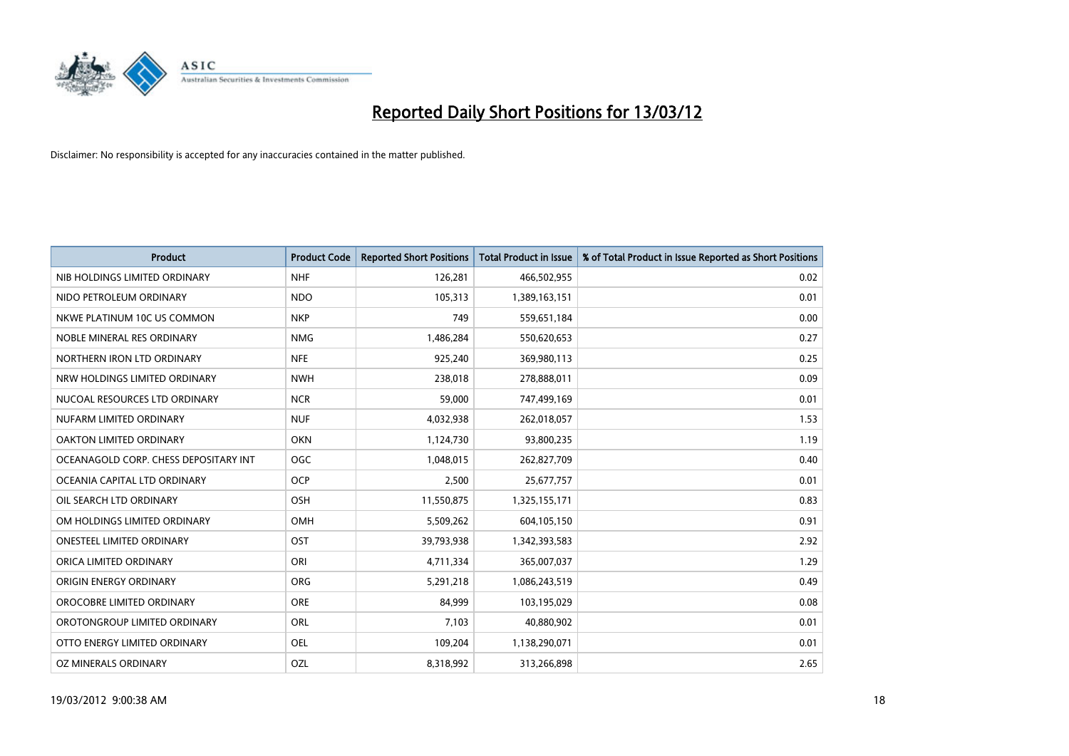# Reported Daily Short Positions for 13/03/12

Disclaimer: No responsibility is accepted for any inaccuracies contained in the matter published.

| Product | Product Code | Reported Short Positions | Total Product in Issue | % of Total Product in Issue Reported as Short Positions |
|---|---|---|---|---|
| NIB HOLDINGS LIMITED ORDINARY | NHF | 126,281 | 466,502,955 | 0.02 |
| NIDO PETROLEUM ORDINARY | NDO | 105,313 | 1,389,163,151 | 0.01 |
| NKWE PLATINUM 10C US COMMON | NKP | 749 | 559,651,184 | 0.00 |
| NOBLE MINERAL RES ORDINARY | NMG | 1,486,284 | 550,620,653 | 0.27 |
| NORTHERN IRON LTD ORDINARY | NFE | 925,240 | 369,980,113 | 0.25 |
| NRW HOLDINGS LIMITED ORDINARY | NWH | 238,018 | 278,888,011 | 0.09 |
| NUCOAL RESOURCES LTD ORDINARY | NCR | 59,000 | 747,499,169 | 0.01 |
| NUFARM LIMITED ORDINARY | NUF | 4,032,938 | 262,018,057 | 1.53 |
| OAKTON LIMITED ORDINARY | OKN | 1,124,730 | 93,800,235 | 1.19 |
| OCEANAGOLD CORP. CHESS DEPOSITARY INT | OGC | 1,048,015 | 262,827,709 | 0.40 |
| OCEANIA CAPITAL LTD ORDINARY | OCP | 2,500 | 25,677,757 | 0.01 |
| OIL SEARCH LTD ORDINARY | OSH | 11,550,875 | 1,325,155,171 | 0.83 |
| OM HOLDINGS LIMITED ORDINARY | OMH | 5,509,262 | 604,105,150 | 0.91 |
| ONESTEEL LIMITED ORDINARY | OST | 39,793,938 | 1,342,393,583 | 2.92 |
| ORICA LIMITED ORDINARY | ORI | 4,711,334 | 365,007,037 | 1.29 |
| ORIGIN ENERGY ORDINARY | ORG | 5,291,218 | 1,086,243,519 | 0.49 |
| OROCOBRE LIMITED ORDINARY | ORE | 84,999 | 103,195,029 | 0.08 |
| OROTONGROUP LIMITED ORDINARY | ORL | 7,103 | 40,880,902 | 0.01 |
| OTTO ENERGY LIMITED ORDINARY | OEL | 109,204 | 1,138,290,071 | 0.01 |
| OZ MINERALS ORDINARY | OZL | 8,318,992 | 313,266,898 | 2.65 |

19/03/2012 9:00:38 AM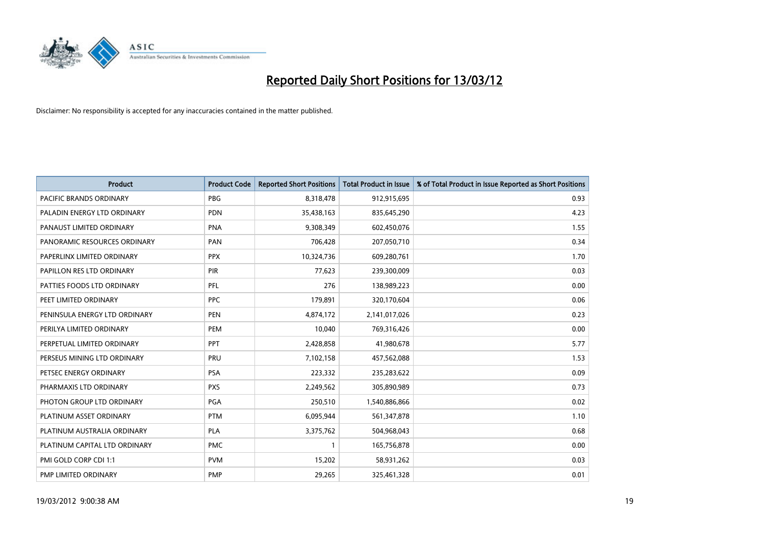# Reported Daily Short Positions for 13/03/12

Disclaimer: No responsibility is accepted for any inaccuracies contained in the matter published.

| Product | Product Code | Reported Short Positions | Total Product in Issue | % of Total Product in Issue Reported as Short Positions |
|---|---|---|---|---|
| PACIFIC BRANDS ORDINARY | PBG | 8,318,478 | 912,915,695 | 0.93 |
| PALADIN ENERGY LTD ORDINARY | PDN | 35,438,163 | 835,645,290 | 4.23 |
| PANAUST LIMITED ORDINARY | PNA | 9,308,349 | 602,450,076 | 1.55 |
| PANORAMIC RESOURCES ORDINARY | PAN | 706,428 | 207,050,710 | 0.34 |
| PAPERLINX LIMITED ORDINARY | PPX | 10,324,736 | 609,280,761 | 1.70 |
| PAPILLON RES LTD ORDINARY | PIR | 77,623 | 239,300,009 | 0.03 |
| PATTIES FOODS LTD ORDINARY | PFL | 276 | 138,989,223 | 0.00 |
| PEET LIMITED ORDINARY | PPC | 179,891 | 320,170,604 | 0.06 |
| PENINSULA ENERGY LTD ORDINARY | PEN | 4,874,172 | 2,141,017,026 | 0.23 |
| PERILYA LIMITED ORDINARY | PEM | 10,040 | 769,316,426 | 0.00 |
| PERPETUAL LIMITED ORDINARY | PPT | 2,428,858 | 41,980,678 | 5.77 |
| PERSEUS MINING LTD ORDINARY | PRU | 7,102,158 | 457,562,088 | 1.53 |
| PETSEC ENERGY ORDINARY | PSA | 223,332 | 235,283,622 | 0.09 |
| PHARMAXIS LTD ORDINARY | PXS | 2,249,562 | 305,890,989 | 0.73 |
| PHOTON GROUP LTD ORDINARY | PGA | 250,510 | 1,540,886,866 | 0.02 |
| PLATINUM ASSET ORDINARY | PTM | 6,095,944 | 561,347,878 | 1.10 |
| PLATINUM AUSTRALIA ORDINARY | PLA | 3,375,762 | 504,968,043 | 0.68 |
| PLATINUM CAPITAL LTD ORDINARY | PMC | 1 | 165,756,878 | 0.00 |
| PMI GOLD CORP CDI 1:1 | PVM | 15,202 | 58,931,262 | 0.03 |
| PMP LIMITED ORDINARY | PMP | 29,265 | 325,461,328 | 0.01 |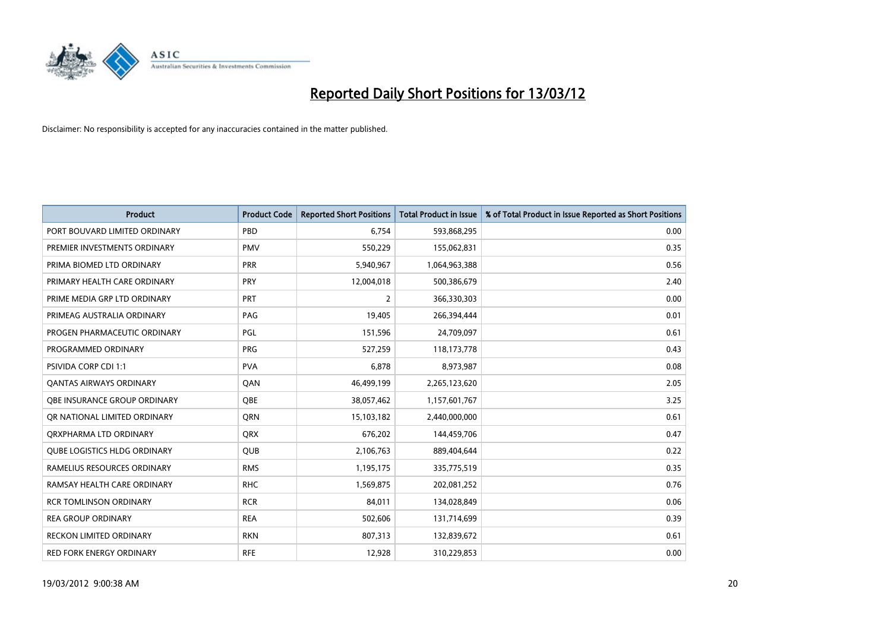# Reported Daily Short Positions for 13/03/12

Disclaimer: No responsibility is accepted for any inaccuracies contained in the matter published.

| Product | Product Code | Reported Short Positions | Total Product in Issue | % of Total Product in Issue Reported as Short Positions |
|---|---|---|---|---|
| PORT BOUVARD LIMITED ORDINARY | PBD | 6,754 | 593,868,295 | 0.00 |
| PREMIER INVESTMENTS ORDINARY | PMV | 550,229 | 155,062,831 | 0.35 |
| PRIMA BIOMED LTD ORDINARY | PRR | 5,940,967 | 1,064,963,388 | 0.56 |
| PRIMARY HEALTH CARE ORDINARY | PRY | 12,004,018 | 500,386,679 | 2.40 |
| PRIME MEDIA GRP LTD ORDINARY | PRT | 2 | 366,330,303 | 0.00 |
| PRIMEAG AUSTRALIA ORDINARY | PAG | 19,405 | 266,394,444 | 0.01 |
| PROGEN PHARMACEUTIC ORDINARY | PGL | 151,596 | 24,709,097 | 0.61 |
| PROGRAMMED ORDINARY | PRG | 527,259 | 118,173,778 | 0.43 |
| PSIVIDA CORP CDI 1:1 | PVA | 6,878 | 8,973,987 | 0.08 |
| QANTAS AIRWAYS ORDINARY | QAN | 46,499,199 | 2,265,123,620 | 2.05 |
| QBE INSURANCE GROUP ORDINARY | QBE | 38,057,462 | 1,157,601,767 | 3.25 |
| QR NATIONAL LIMITED ORDINARY | QRN | 15,103,182 | 2,440,000,000 | 0.61 |
| QRXPHARMA LTD ORDINARY | QRX | 676,202 | 144,459,706 | 0.47 |
| QUBE LOGISTICS HLDG ORDINARY | QUB | 2,106,763 | 889,404,644 | 0.22 |
| RAMELIUS RESOURCES ORDINARY | RMS | 1,195,175 | 335,775,519 | 0.35 |
| RAMSAY HEALTH CARE ORDINARY | RHC | 1,569,875 | 202,081,252 | 0.76 |
| RCR TOMLINSON ORDINARY | RCR | 84,011 | 134,028,849 | 0.06 |
| REA GROUP ORDINARY | REA | 502,606 | 131,714,699 | 0.39 |
| RECKON LIMITED ORDINARY | RKN | 807,313 | 132,839,672 | 0.61 |
| RED FORK ENERGY ORDINARY | RFE | 12,928 | 310,229,853 | 0.00 |

19/03/2012 9:00:38 AM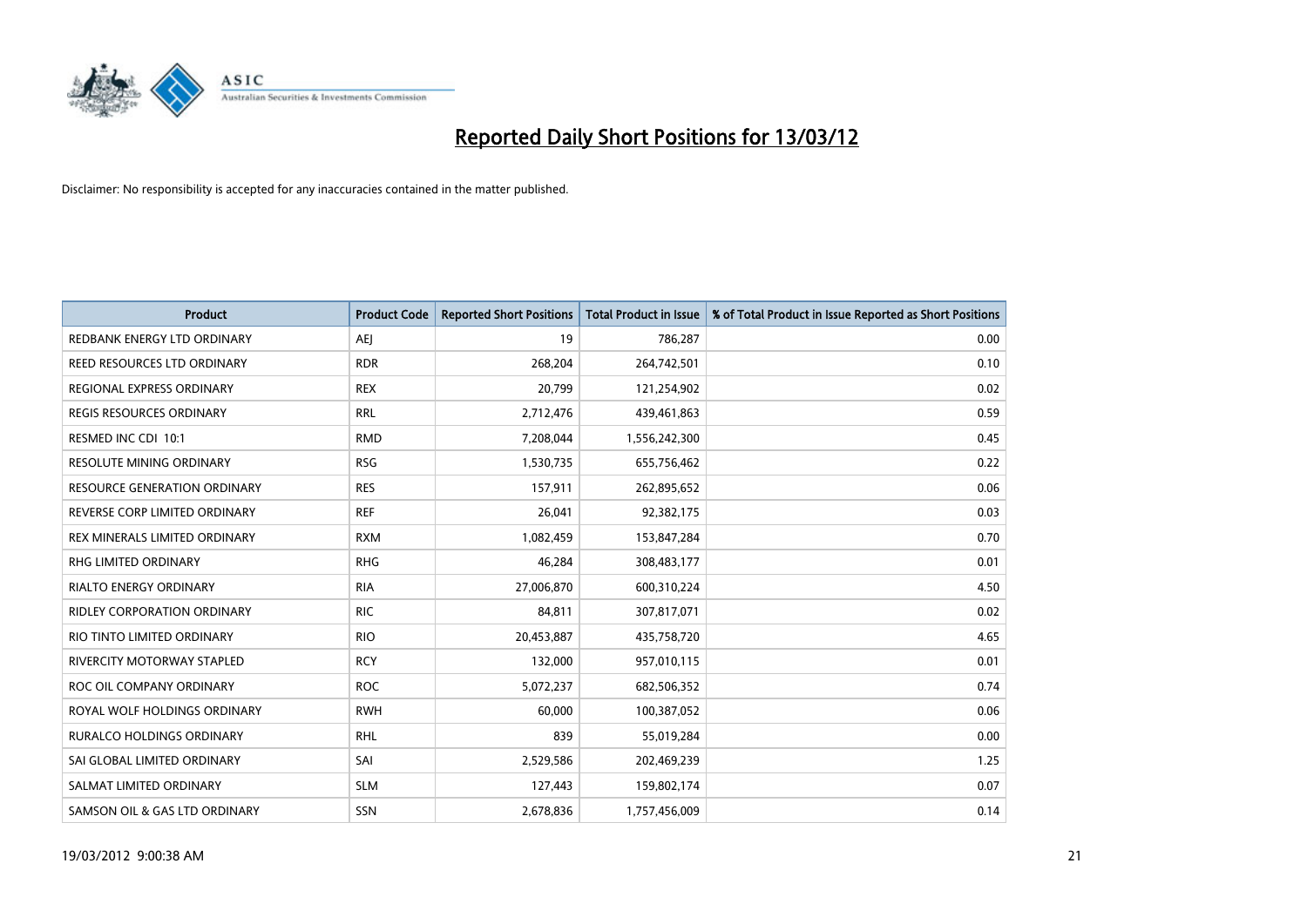# Reported Daily Short Positions for 13/03/12

Disclaimer: No responsibility is accepted for any inaccuracies contained in the matter published.

| Product | Product Code | Reported Short Positions | Total Product in Issue | % of Total Product in Issue Reported as Short Positions |
|---|---|---|---|---|
| REDBANK ENERGY LTD ORDINARY | AEJ | 19 | 786,287 | 0.00 |
| REED RESOURCES LTD ORDINARY | RDR | 268,204 | 264,742,501 | 0.10 |
| REGIONAL EXPRESS ORDINARY | REX | 20,799 | 121,254,902 | 0.02 |
| REGIS RESOURCES ORDINARY | RRL | 2,712,476 | 439,461,863 | 0.59 |
| RESMED INC CDI 10:1 | RMD | 7,208,044 | 1,556,242,300 | 0.45 |
| RESOLUTE MINING ORDINARY | RSG | 1,530,735 | 655,756,462 | 0.22 |
| RESOURCE GENERATION ORDINARY | RES | 157,911 | 262,895,652 | 0.06 |
| REVERSE CORP LIMITED ORDINARY | REF | 26,041 | 92,382,175 | 0.03 |
| REX MINERALS LIMITED ORDINARY | RXM | 1,082,459 | 153,847,284 | 0.70 |
| RHG LIMITED ORDINARY | RHG | 46,284 | 308,483,177 | 0.01 |
| RIALTO ENERGY ORDINARY | RIA | 27,006,870 | 600,310,224 | 4.50 |
| RIDLEY CORPORATION ORDINARY | RIC | 84,811 | 307,817,071 | 0.02 |
| RIO TINTO LIMITED ORDINARY | RIO | 20,453,887 | 435,758,720 | 4.65 |
| RIVERCITY MOTORWAY STAPLED | RCY | 132,000 | 957,010,115 | 0.01 |
| ROC OIL COMPANY ORDINARY | ROC | 5,072,237 | 682,506,352 | 0.74 |
| ROYAL WOLF HOLDINGS ORDINARY | RWH | 60,000 | 100,387,052 | 0.06 |
| RURALCO HOLDINGS ORDINARY | RHL | 839 | 55,019,284 | 0.00 |
| SAI GLOBAL LIMITED ORDINARY | SAI | 2,529,586 | 202,469,239 | 1.25 |
| SALMAT LIMITED ORDINARY | SLM | 127,443 | 159,802,174 | 0.07 |
| SAMSON OIL & GAS LTD ORDINARY | SSN | 2,678,836 | 1,757,456,009 | 0.14 |

19/03/2012 9:00:38 AM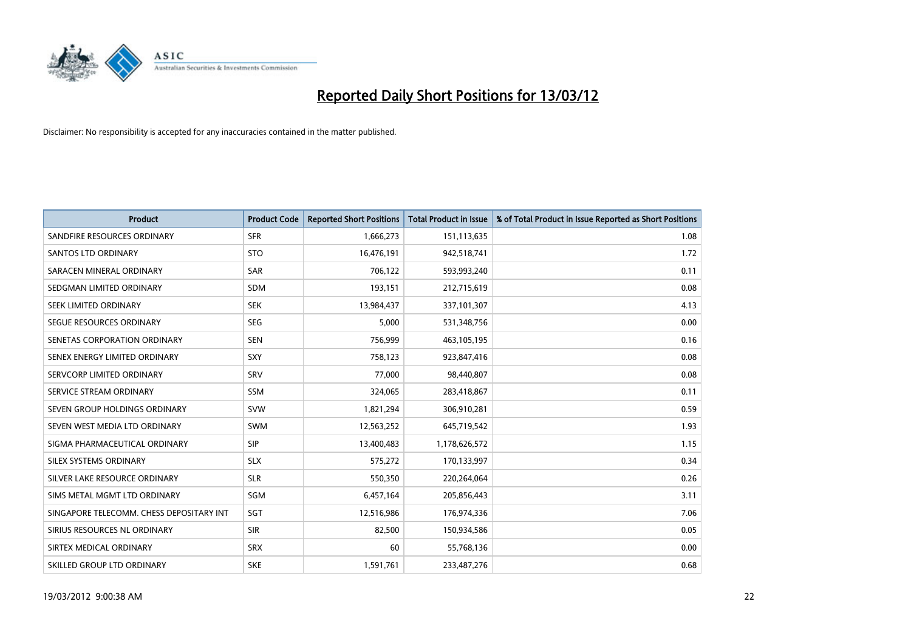# Reported Daily Short Positions for 13/03/12

Disclaimer: No responsibility is accepted for any inaccuracies contained in the matter published.

| Product | Product Code | Reported Short Positions | Total Product in Issue | % of Total Product in Issue Reported as Short Positions |
|---|---|---|---|---|
| SANDFIRE RESOURCES ORDINARY | SFR | 1,666,273 | 151,113,635 | 1.08 |
| SANTOS LTD ORDINARY | STO | 16,476,191 | 942,518,741 | 1.72 |
| SARACEN MINERAL ORDINARY | SAR | 706,122 | 593,993,240 | 0.11 |
| SEDGMAN LIMITED ORDINARY | SDM | 193,151 | 212,715,619 | 0.08 |
| SEEK LIMITED ORDINARY | SEK | 13,984,437 | 337,101,307 | 4.13 |
| SEGUE RESOURCES ORDINARY | SEG | 5,000 | 531,348,756 | 0.00 |
| SENETAS CORPORATION ORDINARY | SEN | 756,999 | 463,105,195 | 0.16 |
| SENEX ENERGY LIMITED ORDINARY | SXY | 758,123 | 923,847,416 | 0.08 |
| SERVCORP LIMITED ORDINARY | SRV | 77,000 | 98,440,807 | 0.08 |
| SERVICE STREAM ORDINARY | SSM | 324,065 | 283,418,867 | 0.11 |
| SEVEN GROUP HOLDINGS ORDINARY | SVW | 1,821,294 | 306,910,281 | 0.59 |
| SEVEN WEST MEDIA LTD ORDINARY | SWM | 12,563,252 | 645,719,542 | 1.93 |
| SIGMA PHARMACEUTICAL ORDINARY | SIP | 13,400,483 | 1,178,626,572 | 1.15 |
| SILEX SYSTEMS ORDINARY | SLX | 575,272 | 170,133,997 | 0.34 |
| SILVER LAKE RESOURCE ORDINARY | SLR | 550,350 | 220,264,064 | 0.26 |
| SIMS METAL MGMT LTD ORDINARY | SGM | 6,457,164 | 205,856,443 | 3.11 |
| SINGAPORE TELECOMM. CHESS DEPOSITARY INT | SGT | 12,516,986 | 176,974,336 | 7.06 |
| SIRIUS RESOURCES NL ORDINARY | SIR | 82,500 | 150,934,586 | 0.05 |
| SIRTEX MEDICAL ORDINARY | SRX | 60 | 55,768,136 | 0.00 |
| SKILLED GROUP LTD ORDINARY | SKE | 1,591,761 | 233,487,276 | 0.68 |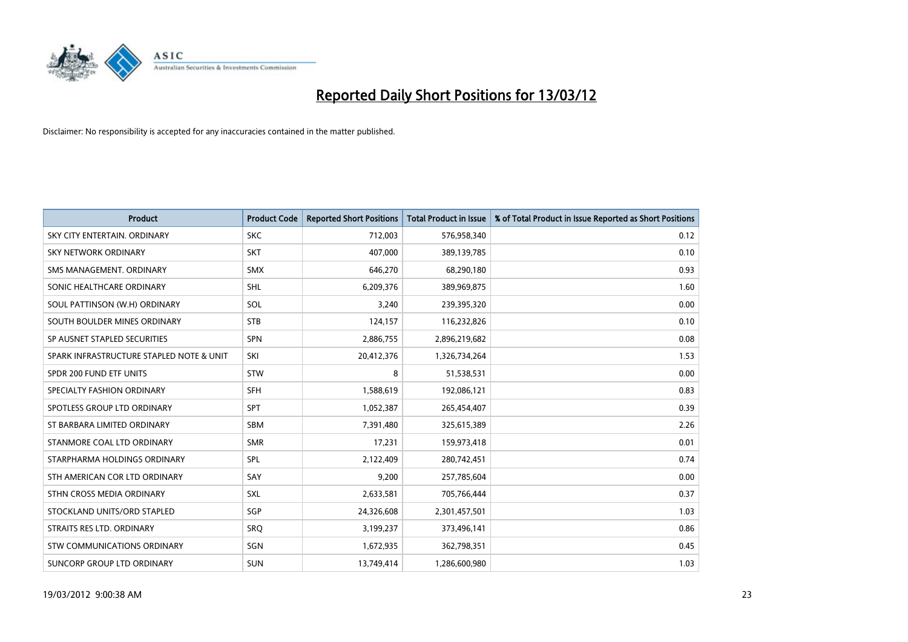# Reported Daily Short Positions for 13/03/12

Disclaimer: No responsibility is accepted for any inaccuracies contained in the matter published.

| Product | Product Code | Reported Short Positions | Total Product in Issue | % of Total Product in Issue Reported as Short Positions |
|---|---|---|---|---|
| SKY CITY ENTERTAIN. ORDINARY | SKC | 712,003 | 576,958,340 | 0.12 |
| SKY NETWORK ORDINARY | SKT | 407,000 | 389,139,785 | 0.10 |
| SMS MANAGEMENT. ORDINARY | SMX | 646,270 | 68,290,180 | 0.93 |
| SONIC HEALTHCARE ORDINARY | SHL | 6,209,376 | 389,969,875 | 1.60 |
| SOUL PATTINSON (W.H) ORDINARY | SOL | 3,240 | 239,395,320 | 0.00 |
| SOUTH BOULDER MINES ORDINARY | STB | 124,157 | 116,232,826 | 0.10 |
| SP AUSNET STAPLED SECURITIES | SPN | 2,886,755 | 2,896,219,682 | 0.08 |
| SPARK INFRASTRUCTURE STAPLED NOTE & UNIT | SKI | 20,412,376 | 1,326,734,264 | 1.53 |
| SPDR 200 FUND ETF UNITS | STW | 8 | 51,538,531 | 0.00 |
| SPECIALTY FASHION ORDINARY | SFH | 1,588,619 | 192,086,121 | 0.83 |
| SPOTLESS GROUP LTD ORDINARY | SPT | 1,052,387 | 265,454,407 | 0.39 |
| ST BARBARA LIMITED ORDINARY | SBM | 7,391,480 | 325,615,389 | 2.26 |
| STANMORE COAL LTD ORDINARY | SMR | 17,231 | 159,973,418 | 0.01 |
| STARPHARMA HOLDINGS ORDINARY | SPL | 2,122,409 | 280,742,451 | 0.74 |
| STH AMERICAN COR LTD ORDINARY | SAY | 9,200 | 257,785,604 | 0.00 |
| STHN CROSS MEDIA ORDINARY | SXL | 2,633,581 | 705,766,444 | 0.37 |
| STOCKLAND UNITS/ORD STAPLED | SGP | 24,326,608 | 2,301,457,501 | 1.03 |
| STRAITS RES LTD. ORDINARY | SRQ | 3,199,237 | 373,496,141 | 0.86 |
| STW COMMUNICATIONS ORDINARY | SGN | 1,672,935 | 362,798,351 | 0.45 |
| SUNCORP GROUP LTD ORDINARY | SUN | 13,749,414 | 1,286,600,980 | 1.03 |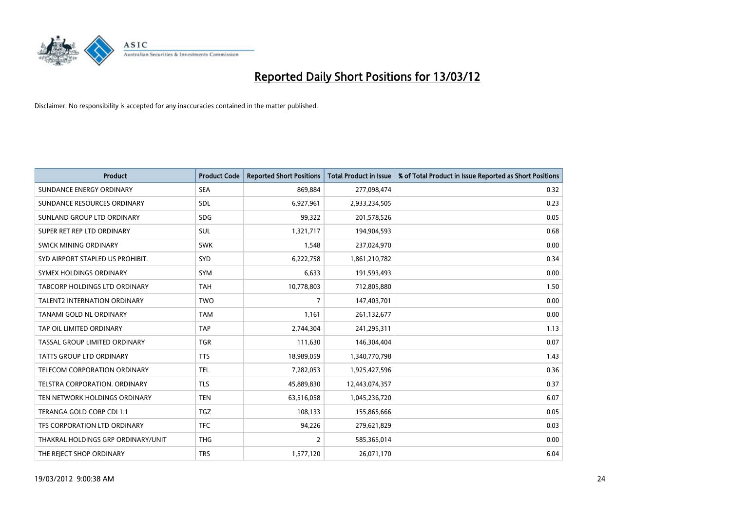# Reported Daily Short Positions for 13/03/12

Disclaimer: No responsibility is accepted for any inaccuracies contained in the matter published.

| Product | Product Code | Reported Short Positions | Total Product in Issue | % of Total Product in Issue Reported as Short Positions |
|---|---|---|---|---|
| SUNDANCE ENERGY ORDINARY | SEA | 869,884 | 277,098,474 | 0.32 |
| SUNDANCE RESOURCES ORDINARY | SDL | 6,927,961 | 2,933,234,505 | 0.23 |
| SUNLAND GROUP LTD ORDINARY | SDG | 99,322 | 201,578,526 | 0.05 |
| SUPER RET REP LTD ORDINARY | SUL | 1,321,717 | 194,904,593 | 0.68 |
| SWICK MINING ORDINARY | SWK | 1,548 | 237,024,970 | 0.00 |
| SYD AIRPORT STAPLED US PROHIBIT. | SYD | 6,222,758 | 1,861,210,782 | 0.34 |
| SYMEX HOLDINGS ORDINARY | SYM | 6,633 | 191,593,493 | 0.00 |
| TABCORP HOLDINGS LTD ORDINARY | TAH | 10,778,803 | 712,805,880 | 1.50 |
| TALENT2 INTERNATION ORDINARY | TWO | 7 | 147,403,701 | 0.00 |
| TANAMI GOLD NL ORDINARY | TAM | 1,161 | 261,132,677 | 0.00 |
| TAP OIL LIMITED ORDINARY | TAP | 2,744,304 | 241,295,311 | 1.13 |
| TASSAL GROUP LIMITED ORDINARY | TGR | 111,630 | 146,304,404 | 0.07 |
| TATTS GROUP LTD ORDINARY | TTS | 18,989,059 | 1,340,770,798 | 1.43 |
| TELECOM CORPORATION ORDINARY | TEL | 7,282,053 | 1,925,427,596 | 0.36 |
| TELSTRA CORPORATION. ORDINARY | TLS | 45,889,830 | 12,443,074,357 | 0.37 |
| TEN NETWORK HOLDINGS ORDINARY | TEN | 63,516,058 | 1,045,236,720 | 6.07 |
| TERANGA GOLD CORP CDI 1:1 | TGZ | 108,133 | 155,865,666 | 0.05 |
| TFS CORPORATION LTD ORDINARY | TFC | 94,226 | 279,621,829 | 0.03 |
| THAKRAL HOLDINGS GRP ORDINARY/UNIT | THG | 2 | 585,365,014 | 0.00 |
| THE REJECT SHOP ORDINARY | TRS | 1,577,120 | 26,071,170 | 6.04 |

19/03/2012 9:00:38 AM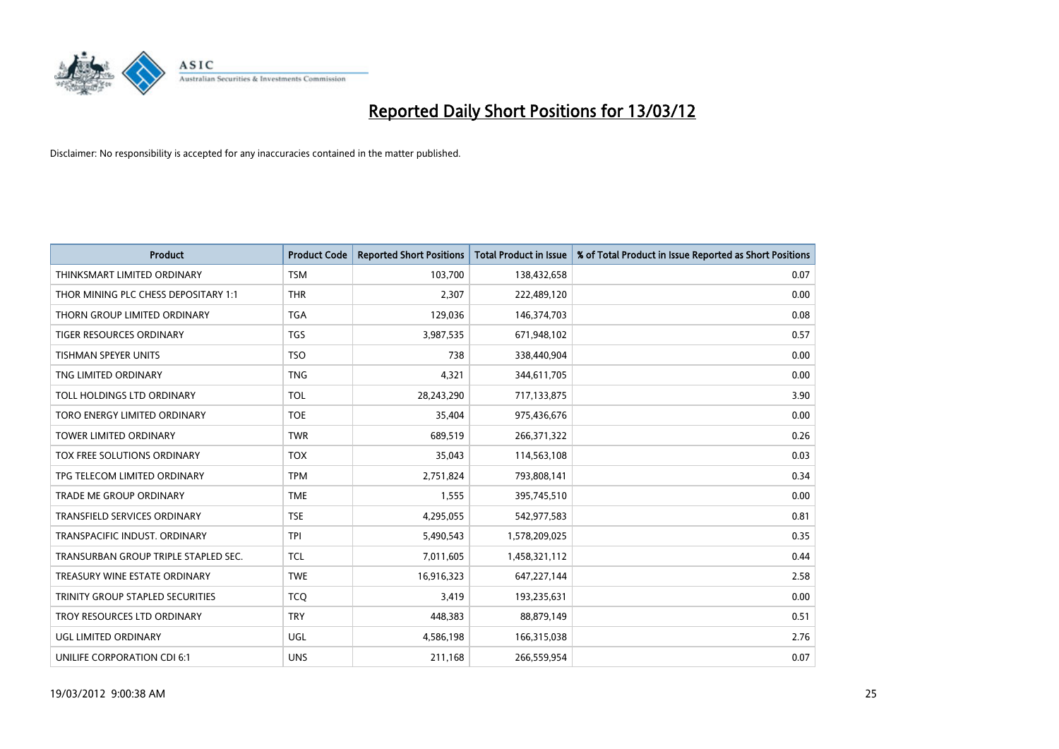# Reported Daily Short Positions for 13/03/12

Disclaimer: No responsibility is accepted for any inaccuracies contained in the matter published.

| Product | Product Code | Reported Short Positions | Total Product in Issue | % of Total Product in Issue Reported as Short Positions |
|---|---|---|---|---|
| THINKSMART LIMITED ORDINARY | TSM | 103,700 | 138,432,658 | 0.07 |
| THOR MINING PLC CHESS DEPOSITARY 1:1 | THR | 2,307 | 222,489,120 | 0.00 |
| THORN GROUP LIMITED ORDINARY | TGA | 129,036 | 146,374,703 | 0.08 |
| TIGER RESOURCES ORDINARY | TGS | 3,987,535 | 671,948,102 | 0.57 |
| TISHMAN SPEYER UNITS | TSO | 738 | 338,440,904 | 0.00 |
| TNG LIMITED ORDINARY | TNG | 4,321 | 344,611,705 | 0.00 |
| TOLL HOLDINGS LTD ORDINARY | TOL | 28,243,290 | 717,133,875 | 3.90 |
| TORO ENERGY LIMITED ORDINARY | TOE | 35,404 | 975,436,676 | 0.00 |
| TOWER LIMITED ORDINARY | TWR | 689,519 | 266,371,322 | 0.26 |
| TOX FREE SOLUTIONS ORDINARY | TOX | 35,043 | 114,563,108 | 0.03 |
| TPG TELECOM LIMITED ORDINARY | TPM | 2,751,824 | 793,808,141 | 0.34 |
| TRADE ME GROUP ORDINARY | TME | 1,555 | 395,745,510 | 0.00 |
| TRANSFIELD SERVICES ORDINARY | TSE | 4,295,055 | 542,977,583 | 0.81 |
| TRANSPACIFIC INDUST. ORDINARY | TPI | 5,490,543 | 1,578,209,025 | 0.35 |
| TRANSURBAN GROUP TRIPLE STAPLED SEC. | TCL | 7,011,605 | 1,458,321,112 | 0.44 |
| TREASURY WINE ESTATE ORDINARY | TWE | 16,916,323 | 647,227,144 | 2.58 |
| TRINITY GROUP STAPLED SECURITIES | TCQ | 3,419 | 193,235,631 | 0.00 |
| TROY RESOURCES LTD ORDINARY | TRY | 448,383 | 88,879,149 | 0.51 |
| UGL LIMITED ORDINARY | UGL | 4,586,198 | 166,315,038 | 2.76 |
| UNILIFE CORPORATION CDI 6:1 | UNS | 211,168 | 266,559,954 | 0.07 |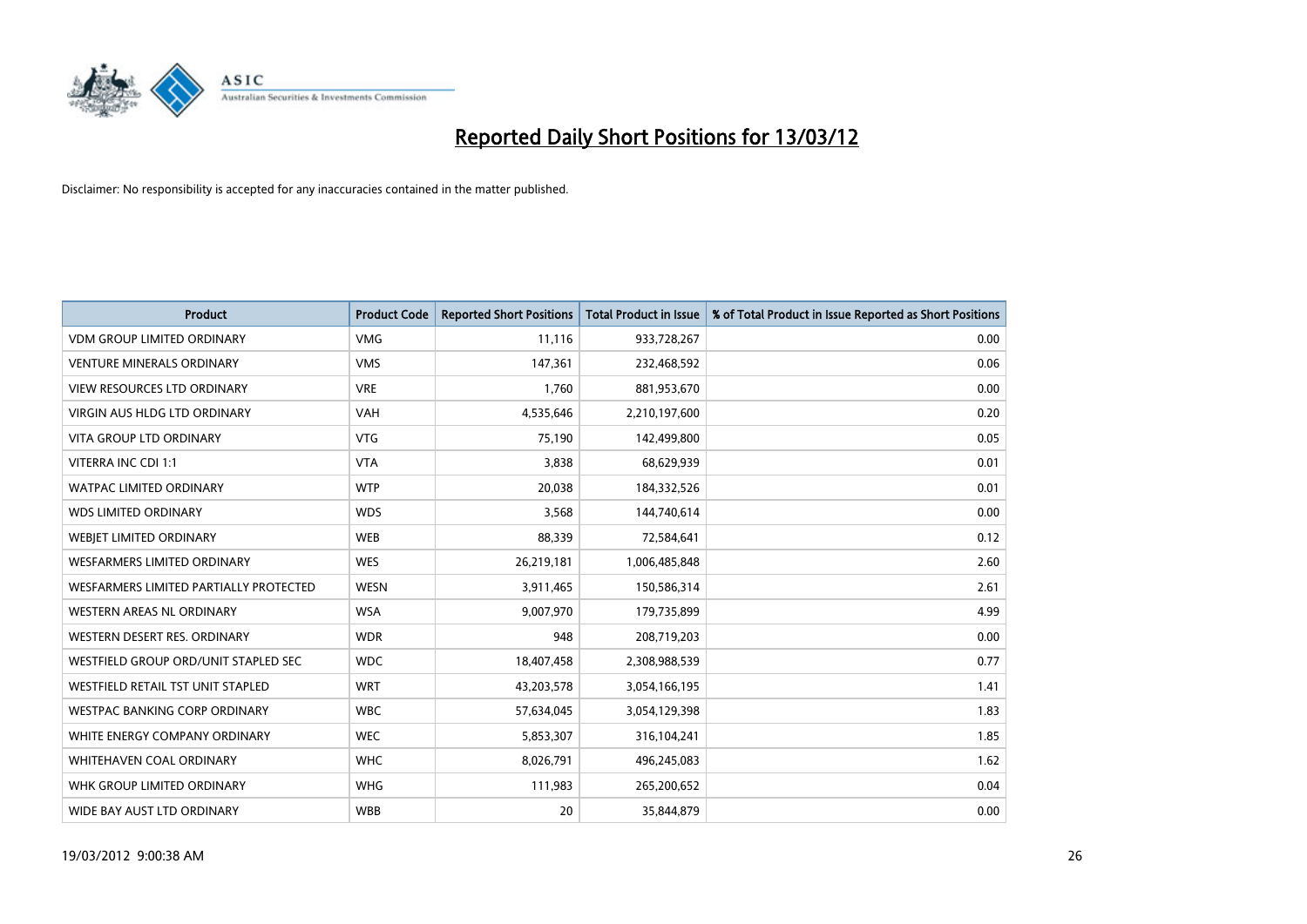# Reported Daily Short Positions for 13/03/12

Disclaimer: No responsibility is accepted for any inaccuracies contained in the matter published.

| Product | Product Code | Reported Short Positions | Total Product in Issue | % of Total Product in Issue Reported as Short Positions |
|---|---|---|---|---|
| VDM GROUP LIMITED ORDINARY | VMG | 11,116 | 933,728,267 | 0.00 |
| VENTURE MINERALS ORDINARY | VMS | 147,361 | 232,468,592 | 0.06 |
| VIEW RESOURCES LTD ORDINARY | VRE | 1,760 | 881,953,670 | 0.00 |
| VIRGIN AUS HLDG LTD ORDINARY | VAH | 4,535,646 | 2,210,197,600 | 0.20 |
| VITA GROUP LTD ORDINARY | VTG | 75,190 | 142,499,800 | 0.05 |
| VITERRA INC CDI 1:1 | VTA | 3,838 | 68,629,939 | 0.01 |
| WATPAC LIMITED ORDINARY | WTP | 20,038 | 184,332,526 | 0.01 |
| WDS LIMITED ORDINARY | WDS | 3,568 | 144,740,614 | 0.00 |
| WEBJET LIMITED ORDINARY | WEB | 88,339 | 72,584,641 | 0.12 |
| WESFARMERS LIMITED ORDINARY | WES | 26,219,181 | 1,006,485,848 | 2.60 |
| WESFARMERS LIMITED PARTIALLY PROTECTED | WESN | 3,911,465 | 150,586,314 | 2.61 |
| WESTERN AREAS NL ORDINARY | WSA | 9,007,970 | 179,735,899 | 4.99 |
| WESTERN DESERT RES. ORDINARY | WDR | 948 | 208,719,203 | 0.00 |
| WESTFIELD GROUP ORD/UNIT STAPLED SEC | WDC | 18,407,458 | 2,308,988,539 | 0.77 |
| WESTFIELD RETAIL TST UNIT STAPLED | WRT | 43,203,578 | 3,054,166,195 | 1.41 |
| WESTPAC BANKING CORP ORDINARY | WBC | 57,634,045 | 3,054,129,398 | 1.83 |
| WHITE ENERGY COMPANY ORDINARY | WEC | 5,853,307 | 316,104,241 | 1.85 |
| WHITEHAVEN COAL ORDINARY | WHC | 8,026,791 | 496,245,083 | 1.62 |
| WHK GROUP LIMITED ORDINARY | WHG | 111,983 | 265,200,652 | 0.04 |
| WIDE BAY AUST LTD ORDINARY | WBB | 20 | 35,844,879 | 0.00 |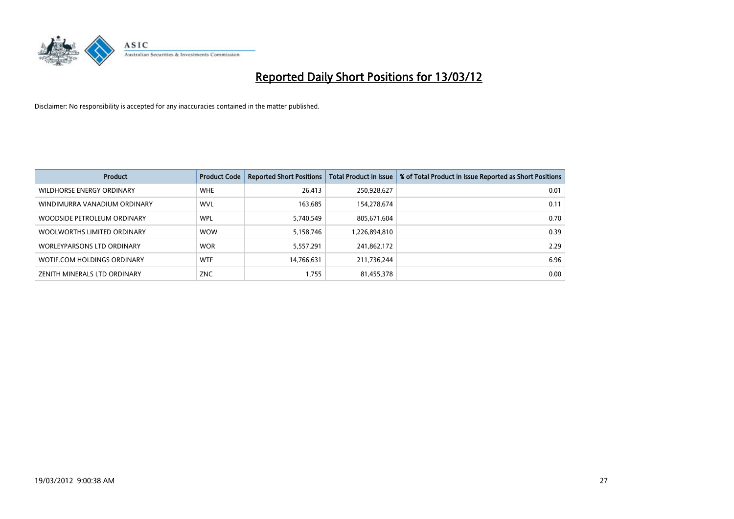# Reported Daily Short Positions for 13/03/12

Disclaimer: No responsibility is accepted for any inaccuracies contained in the matter published.

| Product | Product Code | Reported Short Positions | Total Product in Issue | % of Total Product in Issue Reported as Short Positions |
|---|---|---|---|---|
| WILDHORSE ENERGY ORDINARY | WHE | 26,413 | 250,928,627 | 0.01 |
| WINDIMURRA VANADIUM ORDINARY | WVL | 163,685 | 154,278,674 | 0.11 |
| WOODSIDE PETROLEUM ORDINARY | WPL | 5,740,549 | 805,671,604 | 0.70 |
| WOOLWORTHS LIMITED ORDINARY | WOW | 5,158,746 | 1,226,894,810 | 0.39 |
| WORLEYPARSONS LTD ORDINARY | WOR | 5,557,291 | 241,862,172 | 2.29 |
| WOTIF.COM HOLDINGS ORDINARY | WTF | 14,766,631 | 211,736,244 | 6.96 |
| ZENITH MINERALS LTD ORDINARY | ZNC | 1,755 | 81,455,378 | 0.00 |